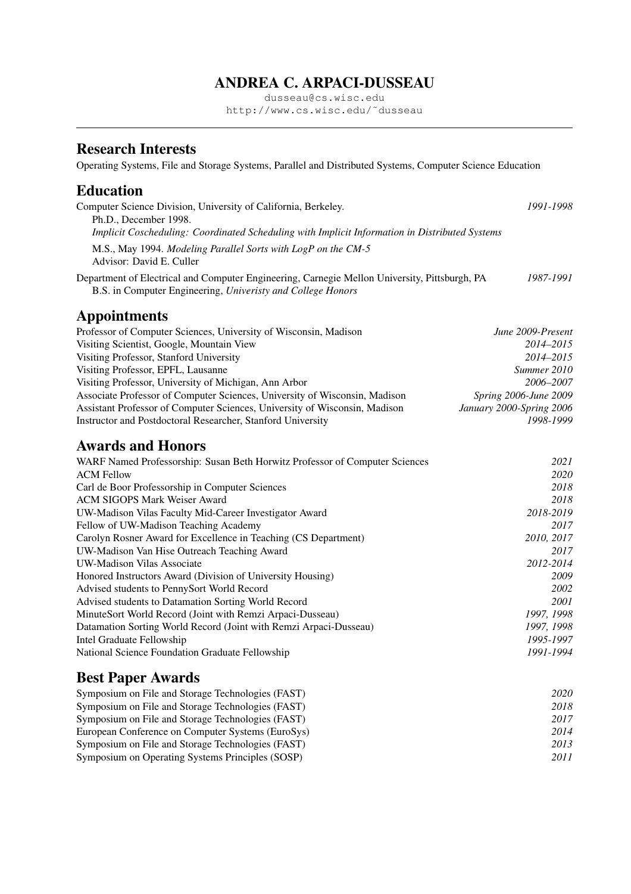# ANDREA C. ARPACI-DUSSEAU

dusseau@cs.wisc.edu
http://www.cs.wisc.edu/~dusseau

## Research Interests

Operating Systems, File and Storage Systems, Parallel and Distributed Systems, Computer Science Education

## Education

Computer Science Division, University of California, Berkeley. *1991-1998*

Ph.D., December 1998.
*Implicit Coscheduling: Coordinated Scheduling with Implicit Information in Distributed Systems*

M.S., May 1994. *Modeling Parallel Sorts with LogP on the CM-5*
Advisor: David E. Culler

Department of Electrical and Computer Engineering, Carnegie Mellon University, Pittsburgh, PA *1987-1991*
B.S. in Computer Engineering, *Univeristy and College Honors*

## Appointments

| | |
|---|---|
| Professor of Computer Sciences, University of Wisconsin, Madison | *June 2009-Present* |
| Visiting Scientist, Google, Mountain View | *2014–2015* |
| Visiting Professor, Stanford University | *2014–2015* |
| Visiting Professor, EPFL, Lausanne | *Summer 2010* |
| Visiting Professor, University of Michigan, Ann Arbor | *2006–2007* |
| Associate Professor of Computer Sciences, University of Wisconsin, Madison | *Spring 2006-June 2009* |
| Assistant Professor of Computer Sciences, University of Wisconsin, Madison | *January 2000-Spring 2006* |
| Instructor and Postdoctoral Researcher, Stanford University | *1998-1999* |

## Awards and Honors

| | |
|---|---|
| WARF Named Professorship: Susan Beth Horwitz Professor of Computer Sciences | *2021* |
| ACM Fellow | *2020* |
| Carl de Boor Professorship in Computer Sciences | *2018* |
| ACM SIGOPS Mark Weiser Award | *2018* |
| UW-Madison Vilas Faculty Mid-Career Investigator Award | *2018-2019* |
| Fellow of UW-Madison Teaching Academy | *2017* |
| Carolyn Rosner Award for Excellence in Teaching (CS Department) | *2010, 2017* |
| UW-Madison Van Hise Outreach Teaching Award | *2017* |
| UW-Madison Vilas Associate | *2012-2014* |
| Honored Instructors Award (Division of University Housing) | *2009* |
| Advised students to PennySort World Record | *2002* |
| Advised students to Datamation Sorting World Record | *2001* |
| MinuteSort World Record (Joint with Remzi Arpaci-Dusseau) | *1997, 1998* |
| Datamation Sorting World Record (Joint with Remzi Arpaci-Dusseau) | *1997, 1998* |
| Intel Graduate Fellowship | *1995-1997* |
| National Science Foundation Graduate Fellowship | *1991-1994* |

## Best Paper Awards

| | |
|---|---|
| Symposium on File and Storage Technologies (FAST) | *2020* |
| Symposium on File and Storage Technologies (FAST) | *2018* |
| Symposium on File and Storage Technologies (FAST) | *2017* |
| European Conference on Computer Systems (EuroSys) | *2014* |
| Symposium on File and Storage Technologies (FAST) | *2013* |
| Symposium on Operating Systems Principles (SOSP) | *2011* |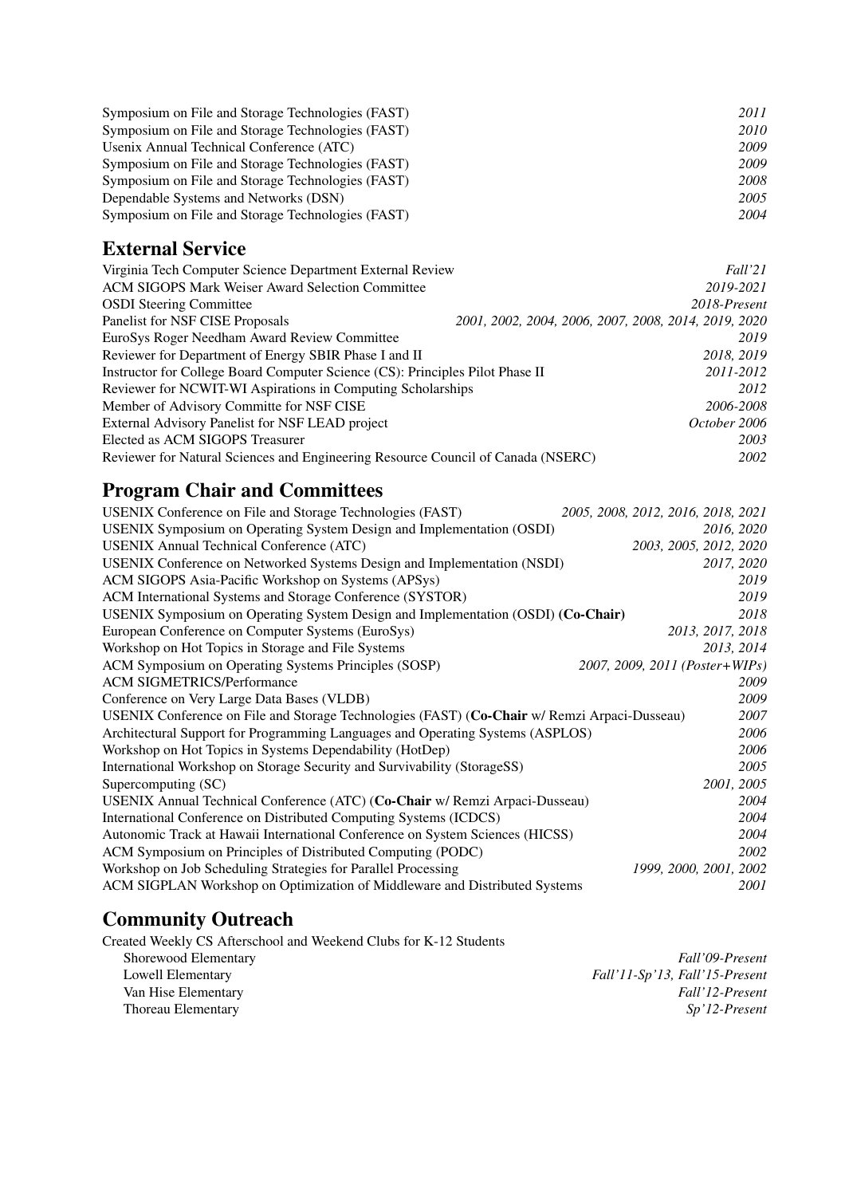Symposium on File and Storage Technologies (FAST) *2011*
Symposium on File and Storage Technologies (FAST) *2010*
Usenix Annual Technical Conference (ATC) *2009*
Symposium on File and Storage Technologies (FAST) *2009*
Symposium on File and Storage Technologies (FAST) *2008*
Dependable Systems and Networks (DSN) *2005*
Symposium on File and Storage Technologies (FAST) *2004*

## External Service

Virginia Tech Computer Science Department External Review *Fall'21*
ACM SIGOPS Mark Weiser Award Selection Committee *2019-2021*
OSDI Steering Committee *2018-Present*
Panelist for NSF CISE Proposals *2001, 2002, 2004, 2006, 2007, 2008, 2014, 2019, 2020*
EuroSys Roger Needham Award Review Committee *2019*
Reviewer for Department of Energy SBIR Phase I and II *2018, 2019*
Instructor for College Board Computer Science (CS): Principles Pilot Phase II *2011-2012*
Reviewer for NCWIT-WI Aspirations in Computing Scholarships *2012*
Member of Advisory Committe for NSF CISE *2006-2008*
External Advisory Panelist for NSF LEAD project *October 2006*
Elected as ACM SIGOPS Treasurer *2003*
Reviewer for Natural Sciences and Engineering Resource Council of Canada (NSERC) *2002*

## Program Chair and Committees

USENIX Conference on File and Storage Technologies (FAST) *2005, 2008, 2012, 2016, 2018, 2021*
USENIX Symposium on Operating System Design and Implementation (OSDI) *2016, 2020*
USENIX Annual Technical Conference (ATC) *2003, 2005, 2012, 2020*
USENIX Conference on Networked Systems Design and Implementation (NSDI) *2017, 2020*
ACM SIGOPS Asia-Pacific Workshop on Systems (APSys) *2019*
ACM International Systems and Storage Conference (SYSTOR) *2019*
USENIX Symposium on Operating System Design and Implementation (OSDI) **(Co-Chair)** *2018*
European Conference on Computer Systems (EuroSys) *2013, 2017, 2018*
Workshop on Hot Topics in Storage and File Systems *2013, 2014*
ACM Symposium on Operating Systems Principles (SOSP) *2007, 2009, 2011 (Poster+WIPs)*
ACM SIGMETRICS/Performance *2009*
Conference on Very Large Data Bases (VLDB) *2009*
USENIX Conference on File and Storage Technologies (FAST) (**Co-Chair** w/ Remzi Arpaci-Dusseau) *2007*
Architectural Support for Programming Languages and Operating Systems (ASPLOS) *2006*
Workshop on Hot Topics in Systems Dependability (HotDep) *2006*
International Workshop on Storage Security and Survivability (StorageSS) *2005*
Supercomputing (SC) *2001, 2005*
USENIX Annual Technical Conference (ATC) (**Co-Chair** w/ Remzi Arpaci-Dusseau) *2004*
International Conference on Distributed Computing Systems (ICDCS) *2004*
Autonomic Track at Hawaii International Conference on System Sciences (HICSS) *2004*
ACM Symposium on Principles of Distributed Computing (PODC) *2002*
Workshop on Job Scheduling Strategies for Parallel Processing *1999, 2000, 2001, 2002*
ACM SIGPLAN Workshop on Optimization of Middleware and Distributed Systems *2001*

## Community Outreach

Created Weekly CS Afterschool and Weekend Clubs for K-12 Students
- Shorewood Elementary *Fall'09-Present*
- Lowell Elementary *Fall'11-Sp'13, Fall'15-Present*
- Van Hise Elementary *Fall'12-Present*
- Thoreau Elementary *Sp'12-Present*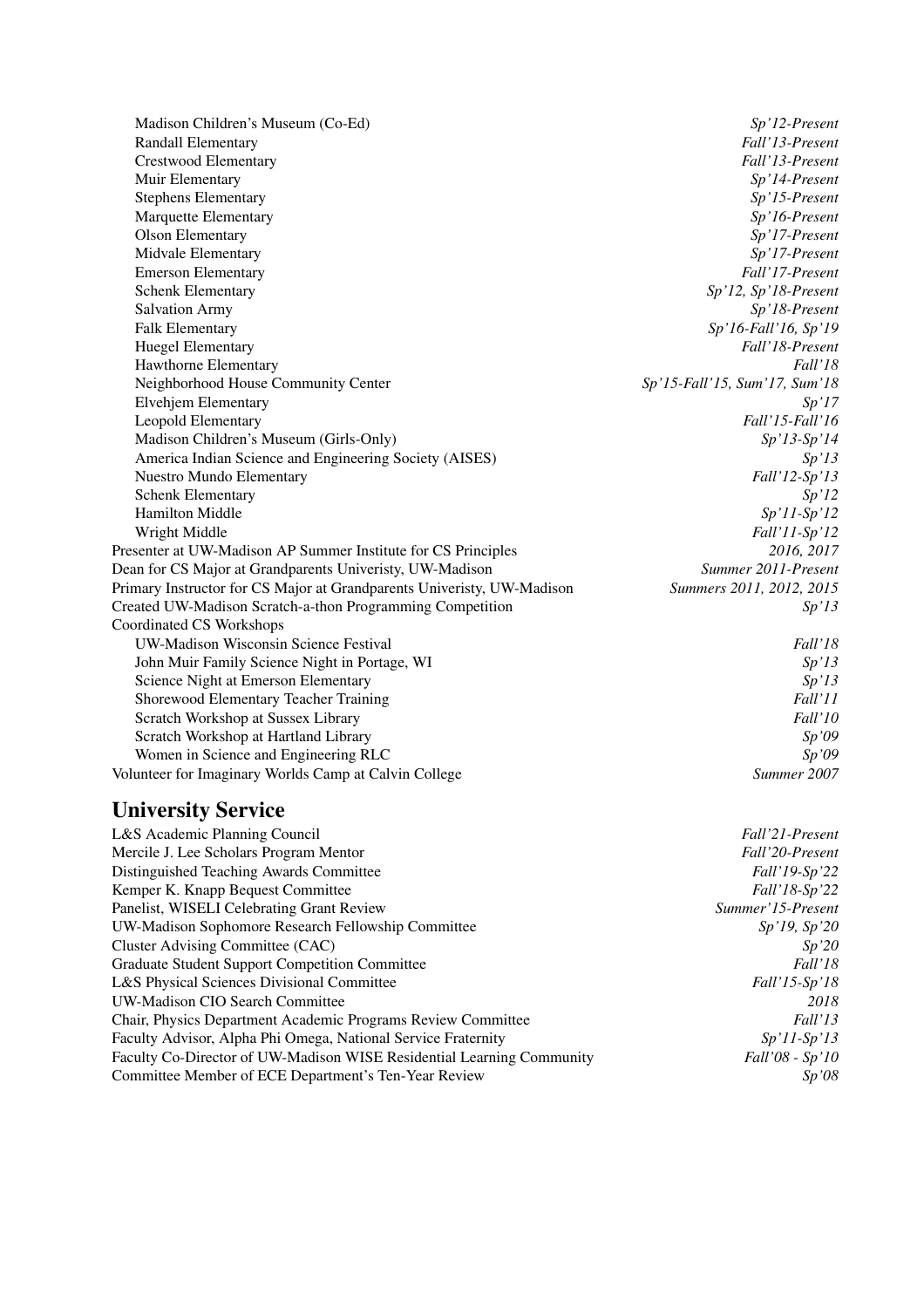- Madison Children's Museum (Co-Ed) — *Sp'12-Present*
- Randall Elementary — *Fall'13-Present*
- Crestwood Elementary — *Fall'13-Present*
- Muir Elementary — *Sp'14-Present*
- Stephens Elementary — *Sp'15-Present*
- Marquette Elementary — *Sp'16-Present*
- Olson Elementary — *Sp'17-Present*
- Midvale Elementary — *Sp'17-Present*
- Emerson Elementary — *Fall'17-Present*
- Schenk Elementary — *Sp'12, Sp'18-Present*
- Salvation Army — *Sp'18-Present*
- Falk Elementary — *Sp'16-Fall'16, Sp'19*
- Huegel Elementary — *Fall'18-Present*
- Hawthorne Elementary — *Fall'18*
- Neighborhood House Community Center — *Sp'15-Fall'15, Sum'17, Sum'18*
- Elvehjem Elementary — *Sp'17*
- Leopold Elementary — *Fall'15-Fall'16*
- Madison Children's Museum (Girls-Only) — *Sp'13-Sp'14*
- America Indian Science and Engineering Society (AISES) — *Sp'13*
- Nuestro Mundo Elementary — *Fall'12-Sp'13*
- Schenk Elementary — *Sp'12*
- Hamilton Middle — *Sp'11-Sp'12*
- Wright Middle — *Fall'11-Sp'12*

Presenter at UW-Madison AP Summer Institute for CS Principles — *2016, 2017*

Dean for CS Major at Grandparents Univeristy, UW-Madison — *Summer 2011-Present*

Primary Instructor for CS Major at Grandparents Univeristy, UW-Madison — *Summers 2011, 2012, 2015*

Created UW-Madison Scratch-a-thon Programming Competition — *Sp'13*

Coordinated CS Workshops

- UW-Madison Wisconsin Science Festival — *Fall'18*
- John Muir Family Science Night in Portage, WI — *Sp'13*
- Science Night at Emerson Elementary — *Sp'13*
- Shorewood Elementary Teacher Training — *Fall'11*
- Scratch Workshop at Sussex Library — *Fall'10*
- Scratch Workshop at Hartland Library — *Sp'09*
- Women in Science and Engineering RLC — *Sp'09*

Volunteer for Imaginary Worlds Camp at Calvin College — *Summer 2007*

## University Service

- L&S Academic Planning Council — *Fall'21-Present*
- Mercile J. Lee Scholars Program Mentor — *Fall'20-Present*
- Distinguished Teaching Awards Committee — *Fall'19-Sp'22*
- Kemper K. Knapp Bequest Committee — *Fall'18-Sp'22*
- Panelist, WISELI Celebrating Grant Review — *Summer'15-Present*
- UW-Madison Sophomore Research Fellowship Committee — *Sp'19, Sp'20*
- Cluster Advising Committee (CAC) — *Sp'20*
- Graduate Student Support Competition Committee — *Fall'18*
- L&S Physical Sciences Divisional Committee — *Fall'15-Sp'18*
- UW-Madison CIO Search Committee — *2018*
- Chair, Physics Department Academic Programs Review Committee — *Fall'13*
- Faculty Advisor, Alpha Phi Omega, National Service Fraternity — *Sp'11-Sp'13*
- Faculty Co-Director of UW-Madison WISE Residential Learning Community — *Fall'08 - Sp'10*
- Committee Member of ECE Department's Ten-Year Review — *Sp'08*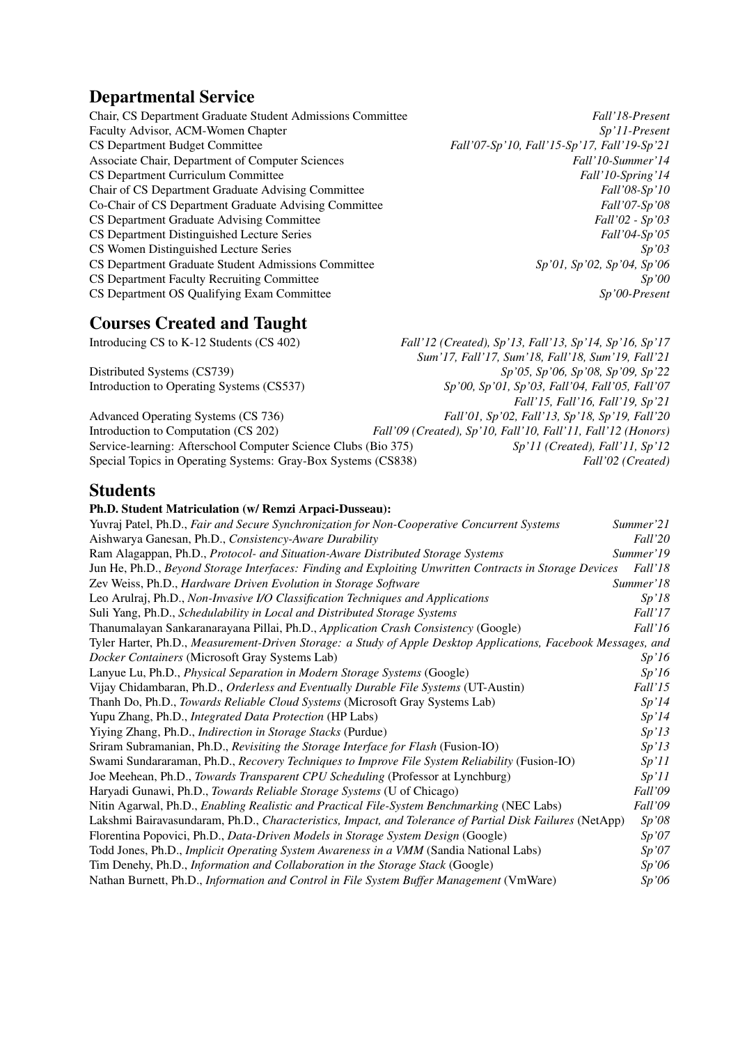## Departmental Service

| | |
|---|---|
| Chair, CS Department Graduate Student Admissions Committee | *Fall'18-Present* |
| Faculty Advisor, ACM-Women Chapter | *Sp'11-Present* |
| CS Department Budget Committee | *Fall'07-Sp'10, Fall'15-Sp'17, Fall'19-Sp'21* |
| Associate Chair, Department of Computer Sciences | *Fall'10-Summer'14* |
| CS Department Curriculum Committee | *Fall'10-Spring'14* |
| Chair of CS Department Graduate Advising Committee | *Fall'08-Sp'10* |
| Co-Chair of CS Department Graduate Advising Committee | *Fall'07-Sp'08* |
| CS Department Graduate Advising Committee | *Fall'02 - Sp'03* |
| CS Department Distinguished Lecture Series | *Fall'04-Sp'05* |
| CS Women Distinguished Lecture Series | *Sp'03* |
| CS Department Graduate Student Admissions Committee | *Sp'01, Sp'02, Sp'04, Sp'06* |
| CS Department Faculty Recruiting Committee | *Sp'00* |
| CS Department OS Qualifying Exam Committee | *Sp'00-Present* |

## Courses Created and Taught

| | |
|---|---|
| Introducing CS to K-12 Students (CS 402) | *Fall'12 (Created), Sp'13, Fall'13, Sp'14, Sp'16, Sp'17 Sum'17, Fall'17, Sum'18, Fall'18, Sum'19, Fall'21* |
| Distributed Systems (CS739) | *Sp'05, Sp'06, Sp'08, Sp'09, Sp'22* |
| Introduction to Operating Systems (CS537) | *Sp'00, Sp'01, Sp'03, Fall'04, Fall'05, Fall'07 Fall'15, Fall'16, Fall'19, Sp'21* |
| Advanced Operating Systems (CS 736) | *Fall'01, Sp'02, Fall'13, Sp'18, Sp'19, Fall'20* |
| Introduction to Computation (CS 202) | *Fall'09 (Created), Sp'10, Fall'10, Fall'11, Fall'12 (Honors)* |
| Service-learning: Afterschool Computer Science Clubs (Bio 375) | *Sp'11 (Created), Fall'11, Sp'12* |
| Special Topics in Operating Systems: Gray-Box Systems (CS838) | *Fall'02 (Created)* |

## Students

**Ph.D. Student Matriculation (w/ Remzi Arpaci-Dusseau):**

| | |
|---|---|
| Yuvraj Patel, Ph.D., *Fair and Secure Synchronization for Non-Cooperative Concurrent Systems* | *Summer'21* |
| Aishwarya Ganesan, Ph.D., *Consistency-Aware Durability* | *Fall'20* |
| Ram Alagappan, Ph.D., *Protocol- and Situation-Aware Distributed Storage Systems* | *Summer'19* |
| Jun He, Ph.D., *Beyond Storage Interfaces: Finding and Exploiting Unwritten Contracts in Storage Devices* | *Fall'18* |
| Zev Weiss, Ph.D., *Hardware Driven Evolution in Storage Software* | *Summer'18* |
| Leo Arulraj, Ph.D., *Non-Invasive I/O Classification Techniques and Applications* | *Sp'18* |
| Suli Yang, Ph.D., *Schedulability in Local and Distributed Storage Systems* | *Fall'17* |
| Thanumalayan Sankaranarayana Pillai, Ph.D., *Application Crash Consistency* (Google) | *Fall'16* |
| Tyler Harter, Ph.D., *Measurement-Driven Storage: a Study of Apple Desktop Applications, Facebook Messages, and Docker Containers* (Microsoft Gray Systems Lab) | *Sp'16* |
| Lanyue Lu, Ph.D., *Physical Separation in Modern Storage Systems* (Google) | *Sp'16* |
| Vijay Chidambaran, Ph.D., *Orderless and Eventually Durable File Systems* (UT-Austin) | *Fall'15* |
| Thanh Do, Ph.D., *Towards Reliable Cloud Systems* (Microsoft Gray Systems Lab) | *Sp'14* |
| Yupu Zhang, Ph.D., *Integrated Data Protection* (HP Labs) | *Sp'14* |
| Yiying Zhang, Ph.D., *Indirection in Storage Stacks* (Purdue) | *Sp'13* |
| Sriram Subramanian, Ph.D., *Revisiting the Storage Interface for Flash* (Fusion-IO) | *Sp'13* |
| Swami Sundararaman, Ph.D., *Recovery Techniques to Improve File System Reliability* (Fusion-IO) | *Sp'11* |
| Joe Meehean, Ph.D., *Towards Transparent CPU Scheduling* (Professor at Lynchburg) | *Sp'11* |
| Haryadi Gunawi, Ph.D., *Towards Reliable Storage Systems* (U of Chicago) | *Fall'09* |
| Nitin Agarwal, Ph.D., *Enabling Realistic and Practical File-System Benchmarking* (NEC Labs) | *Fall'09* |
| Lakshmi Bairavasundaram, Ph.D., *Characteristics, Impact, and Tolerance of Partial Disk Failures* (NetApp) | *Sp'08* |
| Florentina Popovici, Ph.D., *Data-Driven Models in Storage System Design* (Google) | *Sp'07* |
| Todd Jones, Ph.D., *Implicit Operating System Awareness in a VMM* (Sandia National Labs) | *Sp'07* |
| Tim Denehy, Ph.D., *Information and Collaboration in the Storage Stack* (Google) | *Sp'06* |
| Nathan Burnett, Ph.D., *Information and Control in File System Buffer Management* (VmWare) | *Sp'06* |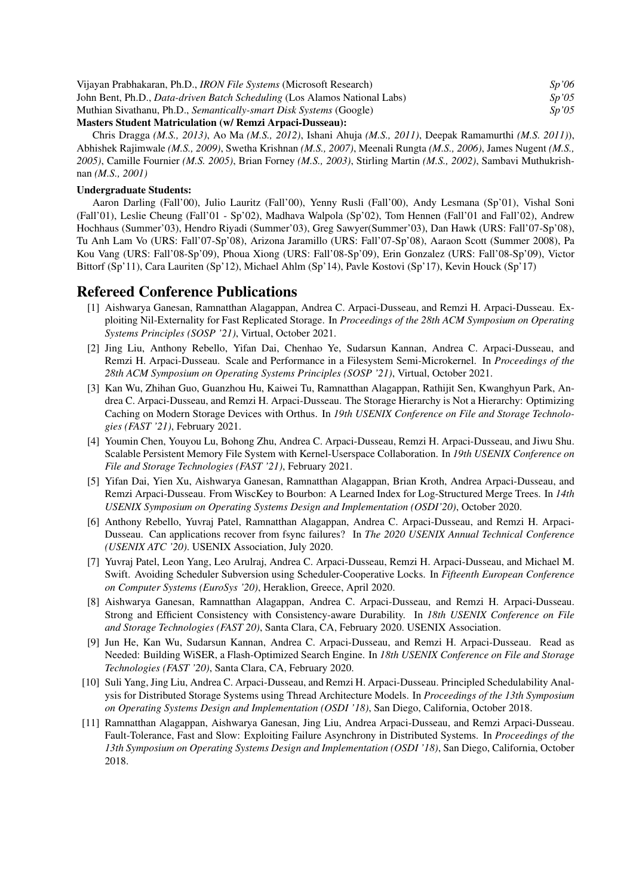Vijayan Prabhakaran, Ph.D., *IRON File Systems* (Microsoft Research) *Sp'06*
John Bent, Ph.D., *Data-driven Batch Scheduling* (Los Alamos National Labs) *Sp'05*
Muthian Sivathanu, Ph.D., *Semantically-smart Disk Systems* (Google) *Sp'05*

**Masters Student Matriculation (w/ Remzi Arpaci-Dusseau):**

Chris Dragga *(M.S., 2013)*, Ao Ma *(M.S., 2012)*, Ishani Ahuja *(M.S., 2011)*, Deepak Ramamurthi *(M.S. 2011)*), Abhishek Rajimwale *(M.S., 2009)*, Swetha Krishnan *(M.S., 2007)*, Meenali Rungta *(M.S., 2006)*, James Nugent *(M.S., 2005)*, Camille Fournier *(M.S. 2005)*, Brian Forney *(M.S., 2003)*, Stirling Martin *(M.S., 2002)*, Sambavi Muthukrishnan *(M.S., 2001)*

**Undergraduate Students:**

Aaron Darling (Fall'00), Julio Lauritz (Fall'00), Yenny Rusli (Fall'00), Andy Lesmana (Sp'01), Vishal Soni (Fall'01), Leslie Cheung (Fall'01 - Sp'02), Madhava Walpola (Sp'02), Tom Hennen (Fall'01 and Fall'02), Andrew Hochhaus (Summer'03), Hendro Riyadi (Summer'03), Greg Sawyer(Summer'03), Dan Hawk (URS: Fall'07-Sp'08), Tu Anh Lam Vo (URS: Fall'07-Sp'08), Arizona Jaramillo (URS: Fall'07-Sp'08), Aaraon Scott (Summer 2008), Pa Kou Vang (URS: Fall'08-Sp'09), Phoua Xiong (URS: Fall'08-Sp'09), Erin Gonzalez (URS: Fall'08-Sp'09), Victor Bittorf (Sp'11), Cara Lauriten (Sp'12), Michael Ahlm (Sp'14), Pavle Kostovi (Sp'17), Kevin Houck (Sp'17)

# Refereed Conference Publications

[1] Aishwarya Ganesan, Ramnatthan Alagappan, Andrea C. Arpaci-Dusseau, and Remzi H. Arpaci-Dusseau. Exploiting Nil-Externality for Fast Replicated Storage. In *Proceedings of the 28th ACM Symposium on Operating Systems Principles (SOSP '21)*, Virtual, October 2021.

[2] Jing Liu, Anthony Rebello, Yifan Dai, Chenhao Ye, Sudarsun Kannan, Andrea C. Arpaci-Dusseau, and Remzi H. Arpaci-Dusseau. Scale and Performance in a Filesystem Semi-Microkernel. In *Proceedings of the 28th ACM Symposium on Operating Systems Principles (SOSP '21)*, Virtual, October 2021.

[3] Kan Wu, Zhihan Guo, Guanzhou Hu, Kaiwei Tu, Ramnatthan Alagappan, Rathijit Sen, Kwanghyun Park, Andrea C. Arpaci-Dusseau, and Remzi H. Arpaci-Dusseau. The Storage Hierarchy is Not a Hierarchy: Optimizing Caching on Modern Storage Devices with Orthus. In *19th USENIX Conference on File and Storage Technologies (FAST '21)*, February 2021.

[4] Youmin Chen, Youyou Lu, Bohong Zhu, Andrea C. Arpaci-Dusseau, Remzi H. Arpaci-Dusseau, and Jiwu Shu. Scalable Persistent Memory File System with Kernel-Userspace Collaboration. In *19th USENIX Conference on File and Storage Technologies (FAST '21)*, February 2021.

[5] Yifan Dai, Yien Xu, Aishwarya Ganesan, Ramnatthan Alagappan, Brian Kroth, Andrea Arpaci-Dusseau, and Remzi Arpaci-Dusseau. From WiscKey to Bourbon: A Learned Index for Log-Structured Merge Trees. In *14th USENIX Symposium on Operating Systems Design and Implementation (OSDI'20)*, October 2020.

[6] Anthony Rebello, Yuvraj Patel, Ramnatthan Alagappan, Andrea C. Arpaci-Dusseau, and Remzi H. Arpaci-Dusseau. Can applications recover from fsync failures? In *The 2020 USENIX Annual Technical Conference (USENIX ATC '20)*. USENIX Association, July 2020.

[7] Yuvraj Patel, Leon Yang, Leo Arulraj, Andrea C. Arpaci-Dusseau, Remzi H. Arpaci-Dusseau, and Michael M. Swift. Avoiding Scheduler Subversion using Scheduler-Cooperative Locks. In *Fifteenth European Conference on Computer Systems (EuroSys '20)*, Heraklion, Greece, April 2020.

[8] Aishwarya Ganesan, Ramnatthan Alagappan, Andrea C. Arpaci-Dusseau, and Remzi H. Arpaci-Dusseau. Strong and Efficient Consistency with Consistency-aware Durability. In *18th USENIX Conference on File and Storage Technologies (FAST 20)*, Santa Clara, CA, February 2020. USENIX Association.

[9] Jun He, Kan Wu, Sudarsun Kannan, Andrea C. Arpaci-Dusseau, and Remzi H. Arpaci-Dusseau. Read as Needed: Building WiSER, a Flash-Optimized Search Engine. In *18th USENIX Conference on File and Storage Technologies (FAST '20)*, Santa Clara, CA, February 2020.

[10] Suli Yang, Jing Liu, Andrea C. Arpaci-Dusseau, and Remzi H. Arpaci-Dusseau. Principled Schedulability Analysis for Distributed Storage Systems using Thread Architecture Models. In *Proceedings of the 13th Symposium on Operating Systems Design and Implementation (OSDI '18)*, San Diego, California, October 2018.

[11] Ramnatthan Alagappan, Aishwarya Ganesan, Jing Liu, Andrea Arpaci-Dusseau, and Remzi Arpaci-Dusseau. Fault-Tolerance, Fast and Slow: Exploiting Failure Asynchrony in Distributed Systems. In *Proceedings of the 13th Symposium on Operating Systems Design and Implementation (OSDI '18)*, San Diego, California, October 2018.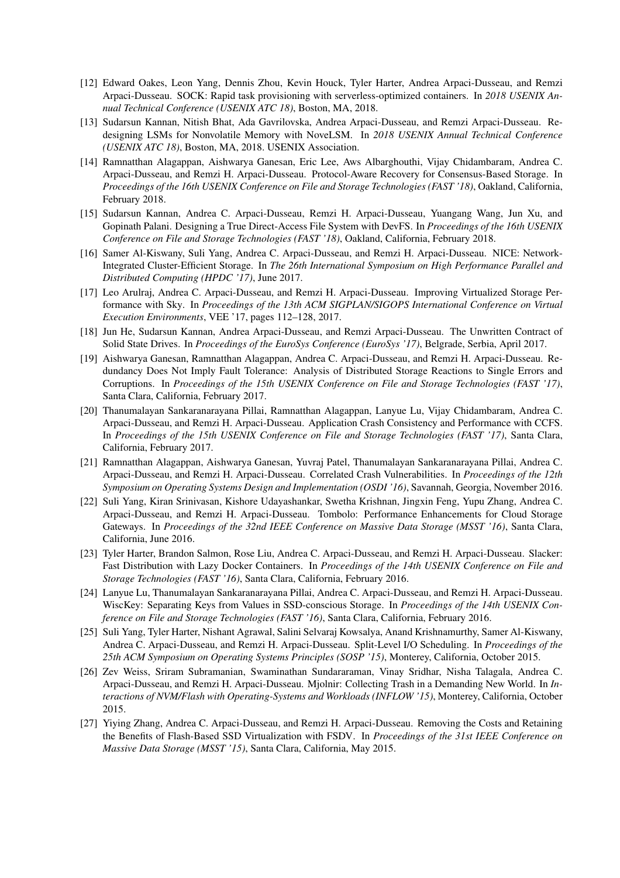[12] Edward Oakes, Leon Yang, Dennis Zhou, Kevin Houck, Tyler Harter, Andrea Arpaci-Dusseau, and Remzi Arpaci-Dusseau. SOCK: Rapid task provisioning with serverless-optimized containers. In *2018 USENIX Annual Technical Conference (USENIX ATC 18)*, Boston, MA, 2018.

[13] Sudarsun Kannan, Nitish Bhat, Ada Gavrilovska, Andrea Arpaci-Dusseau, and Remzi Arpaci-Dusseau. Redesigning LSMs for Nonvolatile Memory with NoveLSM. In *2018 USENIX Annual Technical Conference (USENIX ATC 18)*, Boston, MA, 2018. USENIX Association.

[14] Ramnatthan Alagappan, Aishwarya Ganesan, Eric Lee, Aws Albarghouthi, Vijay Chidambaram, Andrea C. Arpaci-Dusseau, and Remzi H. Arpaci-Dusseau. Protocol-Aware Recovery for Consensus-Based Storage. In *Proceedings of the 16th USENIX Conference on File and Storage Technologies (FAST '18)*, Oakland, California, February 2018.

[15] Sudarsun Kannan, Andrea C. Arpaci-Dusseau, Remzi H. Arpaci-Dusseau, Yuangang Wang, Jun Xu, and Gopinath Palani. Designing a True Direct-Access File System with DevFS. In *Proceedings of the 16th USENIX Conference on File and Storage Technologies (FAST '18)*, Oakland, California, February 2018.

[16] Samer Al-Kiswany, Suli Yang, Andrea C. Arpaci-Dusseau, and Remzi H. Arpaci-Dusseau. NICE: Network-Integrated Cluster-Efficient Storage. In *The 26th International Symposium on High Performance Parallel and Distributed Computing (HPDC '17)*, June 2017.

[17] Leo Arulraj, Andrea C. Arpaci-Dusseau, and Remzi H. Arpaci-Dusseau. Improving Virtualized Storage Performance with Sky. In *Proceedings of the 13th ACM SIGPLAN/SIGOPS International Conference on Virtual Execution Environments*, VEE '17, pages 112–128, 2017.

[18] Jun He, Sudarsun Kannan, Andrea Arpaci-Dusseau, and Remzi Arpaci-Dusseau. The Unwritten Contract of Solid State Drives. In *Proceedings of the EuroSys Conference (EuroSys '17)*, Belgrade, Serbia, April 2017.

[19] Aishwarya Ganesan, Ramnatthan Alagappan, Andrea C. Arpaci-Dusseau, and Remzi H. Arpaci-Dusseau. Redundancy Does Not Imply Fault Tolerance: Analysis of Distributed Storage Reactions to Single Errors and Corruptions. In *Proceedings of the 15th USENIX Conference on File and Storage Technologies (FAST '17)*, Santa Clara, California, February 2017.

[20] Thanumalayan Sankaranarayana Pillai, Ramnatthan Alagappan, Lanyue Lu, Vijay Chidambaram, Andrea C. Arpaci-Dusseau, and Remzi H. Arpaci-Dusseau. Application Crash Consistency and Performance with CCFS. In *Proceedings of the 15th USENIX Conference on File and Storage Technologies (FAST '17)*, Santa Clara, California, February 2017.

[21] Ramnatthan Alagappan, Aishwarya Ganesan, Yuvraj Patel, Thanumalayan Sankaranarayana Pillai, Andrea C. Arpaci-Dusseau, and Remzi H. Arpaci-Dusseau. Correlated Crash Vulnerabilities. In *Proceedings of the 12th Symposium on Operating Systems Design and Implementation (OSDI '16)*, Savannah, Georgia, November 2016.

[22] Suli Yang, Kiran Srinivasan, Kishore Udayashankar, Swetha Krishnan, Jingxin Feng, Yupu Zhang, Andrea C. Arpaci-Dusseau, and Remzi H. Arpaci-Dusseau. Tombolo: Performance Enhancements for Cloud Storage Gateways. In *Proceedings of the 32nd IEEE Conference on Massive Data Storage (MSST '16)*, Santa Clara, California, June 2016.

[23] Tyler Harter, Brandon Salmon, Rose Liu, Andrea C. Arpaci-Dusseau, and Remzi H. Arpaci-Dusseau. Slacker: Fast Distribution with Lazy Docker Containers. In *Proceedings of the 14th USENIX Conference on File and Storage Technologies (FAST '16)*, Santa Clara, California, February 2016.

[24] Lanyue Lu, Thanumalayan Sankaranarayana Pillai, Andrea C. Arpaci-Dusseau, and Remzi H. Arpaci-Dusseau. WiscKey: Separating Keys from Values in SSD-conscious Storage. In *Proceedings of the 14th USENIX Conference on File and Storage Technologies (FAST '16)*, Santa Clara, California, February 2016.

[25] Suli Yang, Tyler Harter, Nishant Agrawal, Salini Selvaraj Kowsalya, Anand Krishnamurthy, Samer Al-Kiswany, Andrea C. Arpaci-Dusseau, and Remzi H. Arpaci-Dusseau. Split-Level I/O Scheduling. In *Proceedings of the 25th ACM Symposium on Operating Systems Principles (SOSP '15)*, Monterey, California, October 2015.

[26] Zev Weiss, Sriram Subramanian, Swaminathan Sundararaman, Vinay Sridhar, Nisha Talagala, Andrea C. Arpaci-Dusseau, and Remzi H. Arpaci-Dusseau. Mjolnir: Collecting Trash in a Demanding New World. In *Interactions of NVM/Flash with Operating-Systems and Workloads (INFLOW '15)*, Monterey, California, October 2015.

[27] Yiying Zhang, Andrea C. Arpaci-Dusseau, and Remzi H. Arpaci-Dusseau. Removing the Costs and Retaining the Benefits of Flash-Based SSD Virtualization with FSDV. In *Proceedings of the 31st IEEE Conference on Massive Data Storage (MSST '15)*, Santa Clara, California, May 2015.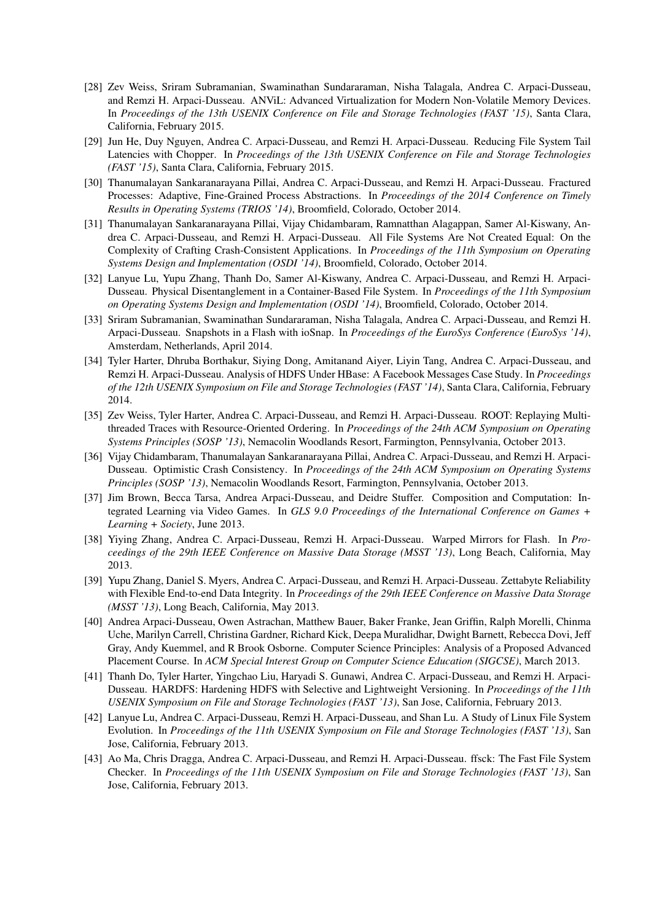[28] Zev Weiss, Sriram Subramanian, Swaminathan Sundararaman, Nisha Talagala, Andrea C. Arpaci-Dusseau, and Remzi H. Arpaci-Dusseau. ANViL: Advanced Virtualization for Modern Non-Volatile Memory Devices. In *Proceedings of the 13th USENIX Conference on File and Storage Technologies (FAST '15)*, Santa Clara, California, February 2015.

[29] Jun He, Duy Nguyen, Andrea C. Arpaci-Dusseau, and Remzi H. Arpaci-Dusseau. Reducing File System Tail Latencies with Chopper. In *Proceedings of the 13th USENIX Conference on File and Storage Technologies (FAST '15)*, Santa Clara, California, February 2015.

[30] Thanumalayan Sankaranarayana Pillai, Andrea C. Arpaci-Dusseau, and Remzi H. Arpaci-Dusseau. Fractured Processes: Adaptive, Fine-Grained Process Abstractions. In *Proceedings of the 2014 Conference on Timely Results in Operating Systems (TRIOS '14)*, Broomfield, Colorado, October 2014.

[31] Thanumalayan Sankaranarayana Pillai, Vijay Chidambaram, Ramnatthan Alagappan, Samer Al-Kiswany, Andrea C. Arpaci-Dusseau, and Remzi H. Arpaci-Dusseau. All File Systems Are Not Created Equal: On the Complexity of Crafting Crash-Consistent Applications. In *Proceedings of the 11th Symposium on Operating Systems Design and Implementation (OSDI '14)*, Broomfield, Colorado, October 2014.

[32] Lanyue Lu, Yupu Zhang, Thanh Do, Samer Al-Kiswany, Andrea C. Arpaci-Dusseau, and Remzi H. Arpaci-Dusseau. Physical Disentanglement in a Container-Based File System. In *Proceedings of the 11th Symposium on Operating Systems Design and Implementation (OSDI '14)*, Broomfield, Colorado, October 2014.

[33] Sriram Subramanian, Swaminathan Sundararaman, Nisha Talagala, Andrea C. Arpaci-Dusseau, and Remzi H. Arpaci-Dusseau. Snapshots in a Flash with ioSnap. In *Proceedings of the EuroSys Conference (EuroSys '14)*, Amsterdam, Netherlands, April 2014.

[34] Tyler Harter, Dhruba Borthakur, Siying Dong, Amitanand Aiyer, Liyin Tang, Andrea C. Arpaci-Dusseau, and Remzi H. Arpaci-Dusseau. Analysis of HDFS Under HBase: A Facebook Messages Case Study. In *Proceedings of the 12th USENIX Symposium on File and Storage Technologies (FAST '14)*, Santa Clara, California, February 2014.

[35] Zev Weiss, Tyler Harter, Andrea C. Arpaci-Dusseau, and Remzi H. Arpaci-Dusseau. ROOT: Replaying Multi-threaded Traces with Resource-Oriented Ordering. In *Proceedings of the 24th ACM Symposium on Operating Systems Principles (SOSP '13)*, Nemacolin Woodlands Resort, Farmington, Pennsylvania, October 2013.

[36] Vijay Chidambaram, Thanumalayan Sankaranarayana Pillai, Andrea C. Arpaci-Dusseau, and Remzi H. Arpaci-Dusseau. Optimistic Crash Consistency. In *Proceedings of the 24th ACM Symposium on Operating Systems Principles (SOSP '13)*, Nemacolin Woodlands Resort, Farmington, Pennsylvania, October 2013.

[37] Jim Brown, Becca Tarsa, Andrea Arpaci-Dusseau, and Deidre Stuffer. Composition and Computation: Integrated Learning via Video Games. In *GLS 9.0 Proceedings of the International Conference on Games + Learning + Society*, June 2013.

[38] Yiying Zhang, Andrea C. Arpaci-Dusseau, Remzi H. Arpaci-Dusseau. Warped Mirrors for Flash. In *Proceedings of the 29th IEEE Conference on Massive Data Storage (MSST '13)*, Long Beach, California, May 2013.

[39] Yupu Zhang, Daniel S. Myers, Andrea C. Arpaci-Dusseau, and Remzi H. Arpaci-Dusseau. Zettabyte Reliability with Flexible End-to-end Data Integrity. In *Proceedings of the 29th IEEE Conference on Massive Data Storage (MSST '13)*, Long Beach, California, May 2013.

[40] Andrea Arpaci-Dusseau, Owen Astrachan, Matthew Bauer, Baker Franke, Jean Griffin, Ralph Morelli, Chinma Uche, Marilyn Carrell, Christina Gardner, Richard Kick, Deepa Muralidhar, Dwight Barnett, Rebecca Dovi, Jeff Gray, Andy Kuemmel, and R Brook Osborne. Computer Science Principles: Analysis of a Proposed Advanced Placement Course. In *ACM Special Interest Group on Computer Science Education (SIGCSE)*, March 2013.

[41] Thanh Do, Tyler Harter, Yingchao Liu, Haryadi S. Gunawi, Andrea C. Arpaci-Dusseau, and Remzi H. Arpaci-Dusseau. HARDFS: Hardening HDFS with Selective and Lightweight Versioning. In *Proceedings of the 11th USENIX Symposium on File and Storage Technologies (FAST '13)*, San Jose, California, February 2013.

[42] Lanyue Lu, Andrea C. Arpaci-Dusseau, Remzi H. Arpaci-Dusseau, and Shan Lu. A Study of Linux File System Evolution. In *Proceedings of the 11th USENIX Symposium on File and Storage Technologies (FAST '13)*, San Jose, California, February 2013.

[43] Ao Ma, Chris Dragga, Andrea C. Arpaci-Dusseau, and Remzi H. Arpaci-Dusseau. ffsck: The Fast File System Checker. In *Proceedings of the 11th USENIX Symposium on File and Storage Technologies (FAST '13)*, San Jose, California, February 2013.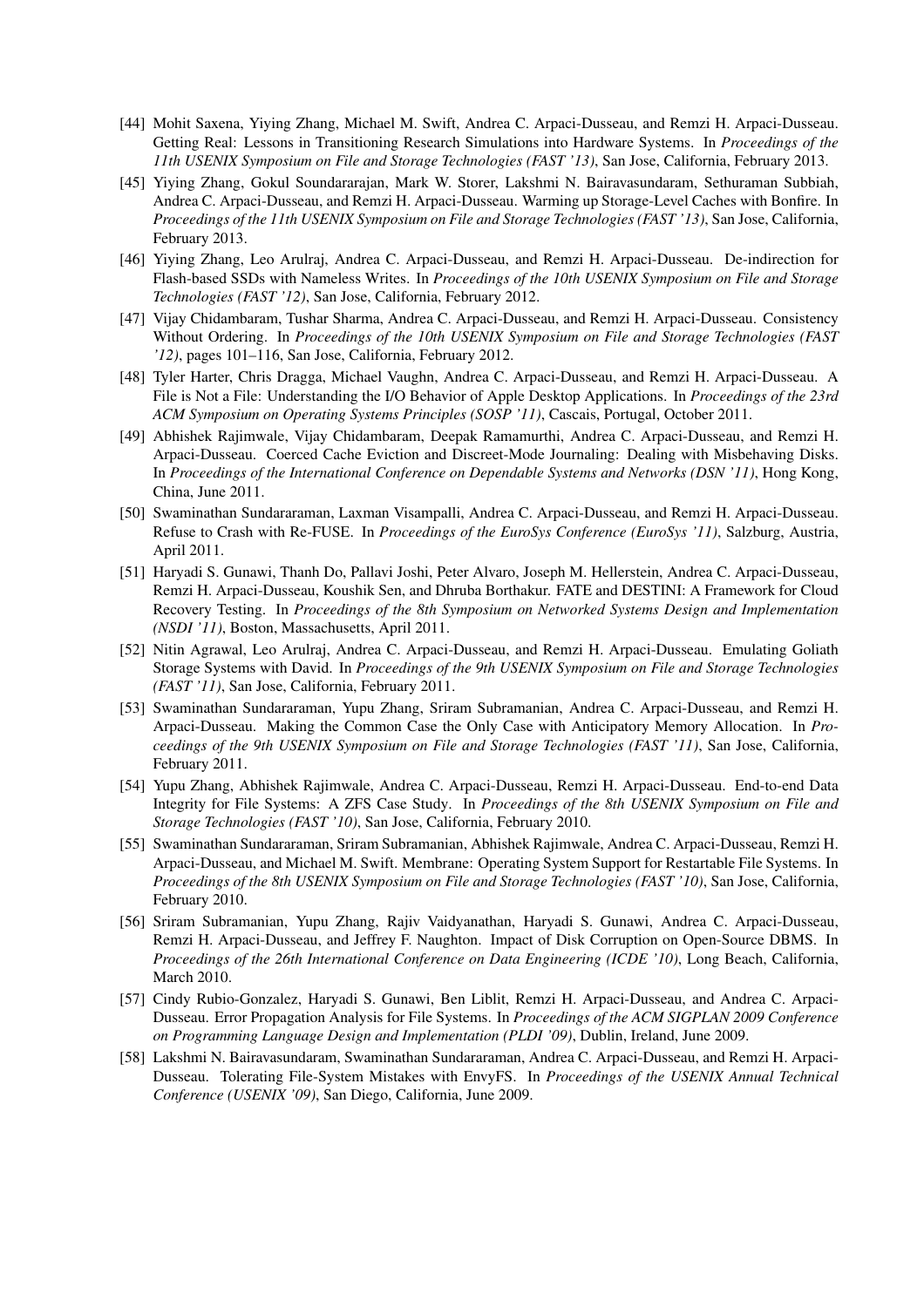[44] Mohit Saxena, Yiying Zhang, Michael M. Swift, Andrea C. Arpaci-Dusseau, and Remzi H. Arpaci-Dusseau. Getting Real: Lessons in Transitioning Research Simulations into Hardware Systems. In *Proceedings of the 11th USENIX Symposium on File and Storage Technologies (FAST '13)*, San Jose, California, February 2013.

[45] Yiying Zhang, Gokul Soundararajan, Mark W. Storer, Lakshmi N. Bairavasundaram, Sethuraman Subbiah, Andrea C. Arpaci-Dusseau, and Remzi H. Arpaci-Dusseau. Warming up Storage-Level Caches with Bonfire. In *Proceedings of the 11th USENIX Symposium on File and Storage Technologies (FAST '13)*, San Jose, California, February 2013.

[46] Yiying Zhang, Leo Arulraj, Andrea C. Arpaci-Dusseau, and Remzi H. Arpaci-Dusseau. De-indirection for Flash-based SSDs with Nameless Writes. In *Proceedings of the 10th USENIX Symposium on File and Storage Technologies (FAST '12)*, San Jose, California, February 2012.

[47] Vijay Chidambaram, Tushar Sharma, Andrea C. Arpaci-Dusseau, and Remzi H. Arpaci-Dusseau. Consistency Without Ordering. In *Proceedings of the 10th USENIX Symposium on File and Storage Technologies (FAST '12)*, pages 101–116, San Jose, California, February 2012.

[48] Tyler Harter, Chris Dragga, Michael Vaughn, Andrea C. Arpaci-Dusseau, and Remzi H. Arpaci-Dusseau. A File is Not a File: Understanding the I/O Behavior of Apple Desktop Applications. In *Proceedings of the 23rd ACM Symposium on Operating Systems Principles (SOSP '11)*, Cascais, Portugal, October 2011.

[49] Abhishek Rajimwale, Vijay Chidambaram, Deepak Ramamurthi, Andrea C. Arpaci-Dusseau, and Remzi H. Arpaci-Dusseau. Coerced Cache Eviction and Discreet-Mode Journaling: Dealing with Misbehaving Disks. In *Proceedings of the International Conference on Dependable Systems and Networks (DSN '11)*, Hong Kong, China, June 2011.

[50] Swaminathan Sundararaman, Laxman Visampalli, Andrea C. Arpaci-Dusseau, and Remzi H. Arpaci-Dusseau. Refuse to Crash with Re-FUSE. In *Proceedings of the EuroSys Conference (EuroSys '11)*, Salzburg, Austria, April 2011.

[51] Haryadi S. Gunawi, Thanh Do, Pallavi Joshi, Peter Alvaro, Joseph M. Hellerstein, Andrea C. Arpaci-Dusseau, Remzi H. Arpaci-Dusseau, Koushik Sen, and Dhruba Borthakur. FATE and DESTINI: A Framework for Cloud Recovery Testing. In *Proceedings of the 8th Symposium on Networked Systems Design and Implementation (NSDI '11)*, Boston, Massachusetts, April 2011.

[52] Nitin Agrawal, Leo Arulraj, Andrea C. Arpaci-Dusseau, and Remzi H. Arpaci-Dusseau. Emulating Goliath Storage Systems with David. In *Proceedings of the 9th USENIX Symposium on File and Storage Technologies (FAST '11)*, San Jose, California, February 2011.

[53] Swaminathan Sundararaman, Yupu Zhang, Sriram Subramanian, Andrea C. Arpaci-Dusseau, and Remzi H. Arpaci-Dusseau. Making the Common Case the Only Case with Anticipatory Memory Allocation. In *Proceedings of the 9th USENIX Symposium on File and Storage Technologies (FAST '11)*, San Jose, California, February 2011.

[54] Yupu Zhang, Abhishek Rajimwale, Andrea C. Arpaci-Dusseau, Remzi H. Arpaci-Dusseau. End-to-end Data Integrity for File Systems: A ZFS Case Study. In *Proceedings of the 8th USENIX Symposium on File and Storage Technologies (FAST '10)*, San Jose, California, February 2010.

[55] Swaminathan Sundararaman, Sriram Subramanian, Abhishek Rajimwale, Andrea C. Arpaci-Dusseau, Remzi H. Arpaci-Dusseau, and Michael M. Swift. Membrane: Operating System Support for Restartable File Systems. In *Proceedings of the 8th USENIX Symposium on File and Storage Technologies (FAST '10)*, San Jose, California, February 2010.

[56] Sriram Subramanian, Yupu Zhang, Rajiv Vaidyanathan, Haryadi S. Gunawi, Andrea C. Arpaci-Dusseau, Remzi H. Arpaci-Dusseau, and Jeffrey F. Naughton. Impact of Disk Corruption on Open-Source DBMS. In *Proceedings of the 26th International Conference on Data Engineering (ICDE '10)*, Long Beach, California, March 2010.

[57] Cindy Rubio-Gonzalez, Haryadi S. Gunawi, Ben Liblit, Remzi H. Arpaci-Dusseau, and Andrea C. Arpaci-Dusseau. Error Propagation Analysis for File Systems. In *Proceedings of the ACM SIGPLAN 2009 Conference on Programming Language Design and Implementation (PLDI '09)*, Dublin, Ireland, June 2009.

[58] Lakshmi N. Bairavasundaram, Swaminathan Sundararaman, Andrea C. Arpaci-Dusseau, and Remzi H. Arpaci-Dusseau. Tolerating File-System Mistakes with EnvyFS. In *Proceedings of the USENIX Annual Technical Conference (USENIX '09)*, San Diego, California, June 2009.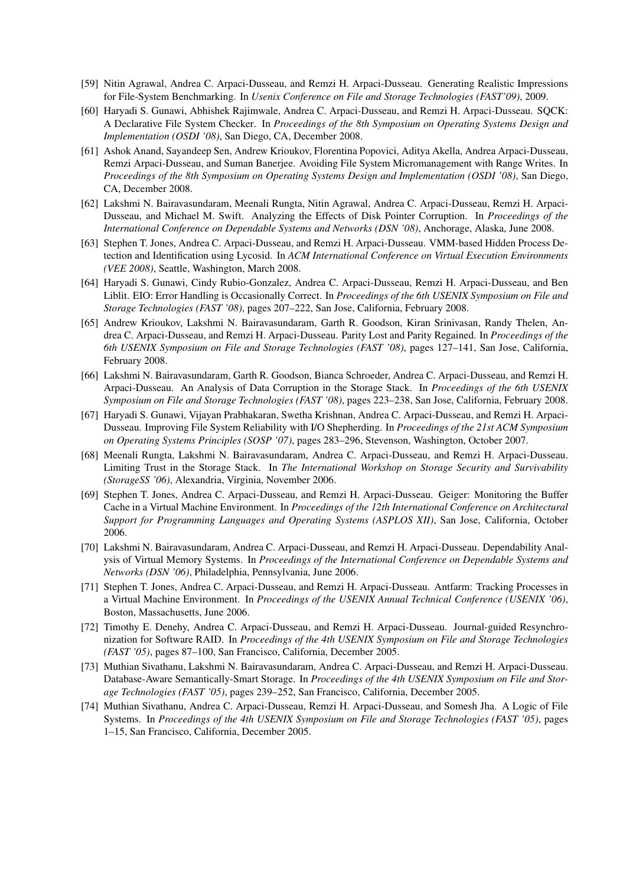[59] Nitin Agrawal, Andrea C. Arpaci-Dusseau, and Remzi H. Arpaci-Dusseau. Generating Realistic Impressions for File-System Benchmarking. In *Usenix Conference on File and Storage Technologies (FAST'09)*, 2009.

[60] Haryadi S. Gunawi, Abhishek Rajimwale, Andrea C. Arpaci-Dusseau, and Remzi H. Arpaci-Dusseau. SQCK: A Declarative File System Checker. In *Proceedings of the 8th Symposium on Operating Systems Design and Implementation (OSDI '08)*, San Diego, CA, December 2008.

[61] Ashok Anand, Sayandeep Sen, Andrew Krioukov, Florentina Popovici, Aditya Akella, Andrea Arpaci-Dusseau, Remzi Arpaci-Dusseau, and Suman Banerjee. Avoiding File System Micromanagement with Range Writes. In *Proceedings of the 8th Symposium on Operating Systems Design and Implementation (OSDI '08)*, San Diego, CA, December 2008.

[62] Lakshmi N. Bairavasundaram, Meenali Rungta, Nitin Agrawal, Andrea C. Arpaci-Dusseau, Remzi H. Arpaci-Dusseau, and Michael M. Swift. Analyzing the Effects of Disk Pointer Corruption. In *Proceedings of the International Conference on Dependable Systems and Networks (DSN '08)*, Anchorage, Alaska, June 2008.

[63] Stephen T. Jones, Andrea C. Arpaci-Dusseau, and Remzi H. Arpaci-Dusseau. VMM-based Hidden Process Detection and Identification using Lycosid. In *ACM International Conference on Virtual Execution Environments (VEE 2008)*, Seattle, Washington, March 2008.

[64] Haryadi S. Gunawi, Cindy Rubio-Gonzalez, Andrea C. Arpaci-Dusseau, Remzi H. Arpaci-Dusseau, and Ben Liblit. EIO: Error Handling is Occasionally Correct. In *Proceedings of the 6th USENIX Symposium on File and Storage Technologies (FAST '08)*, pages 207–222, San Jose, California, February 2008.

[65] Andrew Krioukov, Lakshmi N. Bairavasundaram, Garth R. Goodson, Kiran Srinivasan, Randy Thelen, Andrea C. Arpaci-Dusseau, and Remzi H. Arpaci-Dusseau. Parity Lost and Parity Regained. In *Proceedings of the 6th USENIX Symposium on File and Storage Technologies (FAST '08)*, pages 127–141, San Jose, California, February 2008.

[66] Lakshmi N. Bairavasundaram, Garth R. Goodson, Bianca Schroeder, Andrea C. Arpaci-Dusseau, and Remzi H. Arpaci-Dusseau. An Analysis of Data Corruption in the Storage Stack. In *Proceedings of the 6th USENIX Symposium on File and Storage Technologies (FAST '08)*, pages 223–238, San Jose, California, February 2008.

[67] Haryadi S. Gunawi, Vijayan Prabhakaran, Swetha Krishnan, Andrea C. Arpaci-Dusseau, and Remzi H. Arpaci-Dusseau. Improving File System Reliability with I/O Shepherding. In *Proceedings of the 21st ACM Symposium on Operating Systems Principles (SOSP '07)*, pages 283–296, Stevenson, Washington, October 2007.

[68] Meenali Rungta, Lakshmi N. Bairavasundaram, Andrea C. Arpaci-Dusseau, and Remzi H. Arpaci-Dusseau. Limiting Trust in the Storage Stack. In *The International Workshop on Storage Security and Survivability (StorageSS '06)*, Alexandria, Virginia, November 2006.

[69] Stephen T. Jones, Andrea C. Arpaci-Dusseau, and Remzi H. Arpaci-Dusseau. Geiger: Monitoring the Buffer Cache in a Virtual Machine Environment. In *Proceedings of the 12th International Conference on Architectural Support for Programming Languages and Operating Systems (ASPLOS XII)*, San Jose, California, October 2006.

[70] Lakshmi N. Bairavasundaram, Andrea C. Arpaci-Dusseau, and Remzi H. Arpaci-Dusseau. Dependability Analysis of Virtual Memory Systems. In *Proceedings of the International Conference on Dependable Systems and Networks (DSN '06)*, Philadelphia, Pennsylvania, June 2006.

[71] Stephen T. Jones, Andrea C. Arpaci-Dusseau, and Remzi H. Arpaci-Dusseau. Antfarm: Tracking Processes in a Virtual Machine Environment. In *Proceedings of the USENIX Annual Technical Conference (USENIX '06)*, Boston, Massachusetts, June 2006.

[72] Timothy E. Denehy, Andrea C. Arpaci-Dusseau, and Remzi H. Arpaci-Dusseau. Journal-guided Resynchronization for Software RAID. In *Proceedings of the 4th USENIX Symposium on File and Storage Technologies (FAST '05)*, pages 87–100, San Francisco, California, December 2005.

[73] Muthian Sivathanu, Lakshmi N. Bairavasundaram, Andrea C. Arpaci-Dusseau, and Remzi H. Arpaci-Dusseau. Database-Aware Semantically-Smart Storage. In *Proceedings of the 4th USENIX Symposium on File and Storage Technologies (FAST '05)*, pages 239–252, San Francisco, California, December 2005.

[74] Muthian Sivathanu, Andrea C. Arpaci-Dusseau, Remzi H. Arpaci-Dusseau, and Somesh Jha. A Logic of File Systems. In *Proceedings of the 4th USENIX Symposium on File and Storage Technologies (FAST '05)*, pages 1–15, San Francisco, California, December 2005.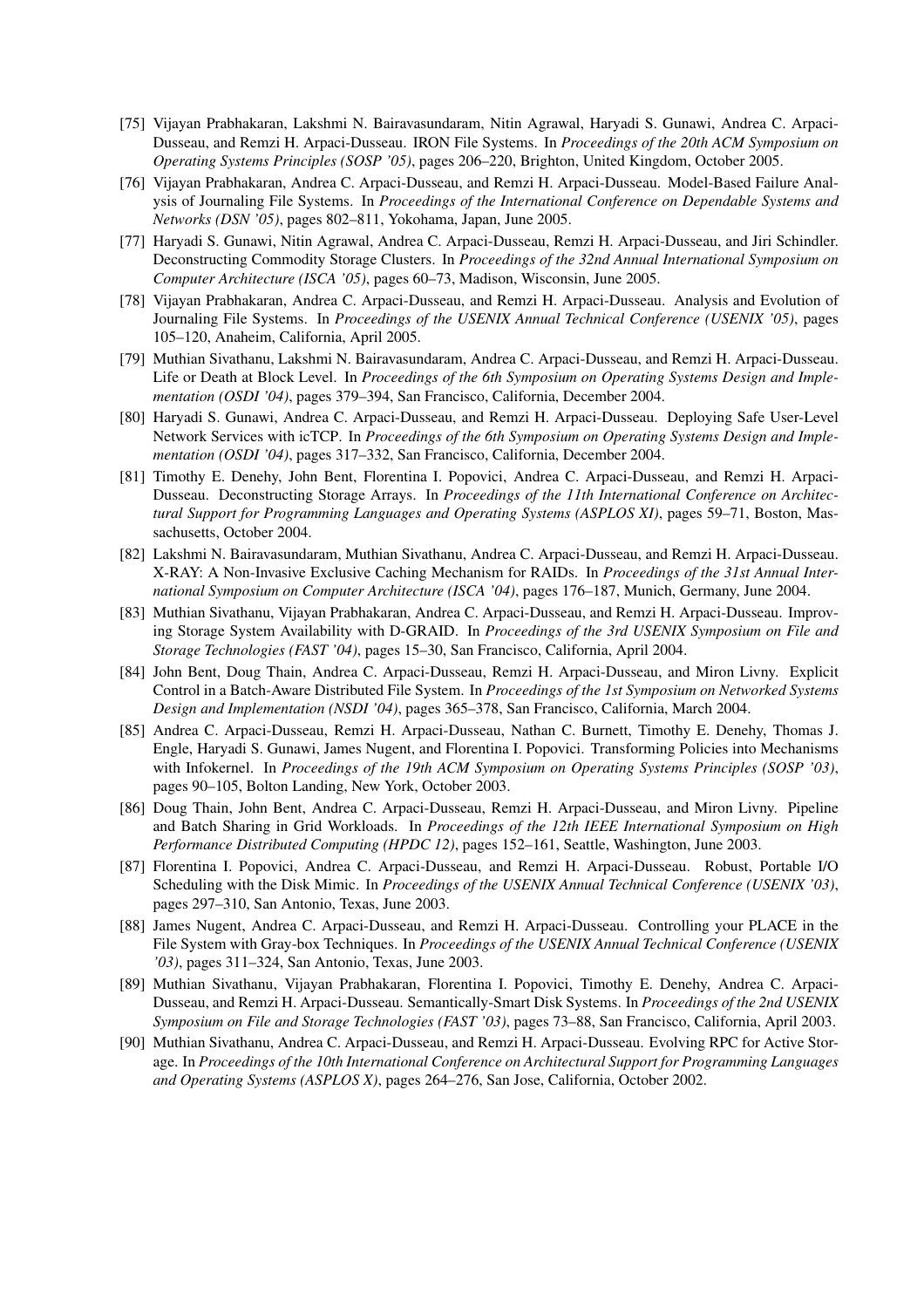[75] Vijayan Prabhakaran, Lakshmi N. Bairavasundaram, Nitin Agrawal, Haryadi S. Gunawi, Andrea C. Arpaci-Dusseau, and Remzi H. Arpaci-Dusseau. IRON File Systems. In *Proceedings of the 20th ACM Symposium on Operating Systems Principles (SOSP '05)*, pages 206–220, Brighton, United Kingdom, October 2005.

[76] Vijayan Prabhakaran, Andrea C. Arpaci-Dusseau, and Remzi H. Arpaci-Dusseau. Model-Based Failure Analysis of Journaling File Systems. In *Proceedings of the International Conference on Dependable Systems and Networks (DSN '05)*, pages 802–811, Yokohama, Japan, June 2005.

[77] Haryadi S. Gunawi, Nitin Agrawal, Andrea C. Arpaci-Dusseau, Remzi H. Arpaci-Dusseau, and Jiri Schindler. Deconstructing Commodity Storage Clusters. In *Proceedings of the 32nd Annual International Symposium on Computer Architecture (ISCA '05)*, pages 60–73, Madison, Wisconsin, June 2005.

[78] Vijayan Prabhakaran, Andrea C. Arpaci-Dusseau, and Remzi H. Arpaci-Dusseau. Analysis and Evolution of Journaling File Systems. In *Proceedings of the USENIX Annual Technical Conference (USENIX '05)*, pages 105–120, Anaheim, California, April 2005.

[79] Muthian Sivathanu, Lakshmi N. Bairavasundaram, Andrea C. Arpaci-Dusseau, and Remzi H. Arpaci-Dusseau. Life or Death at Block Level. In *Proceedings of the 6th Symposium on Operating Systems Design and Implementation (OSDI '04)*, pages 379–394, San Francisco, California, December 2004.

[80] Haryadi S. Gunawi, Andrea C. Arpaci-Dusseau, and Remzi H. Arpaci-Dusseau. Deploying Safe User-Level Network Services with icTCP. In *Proceedings of the 6th Symposium on Operating Systems Design and Implementation (OSDI '04)*, pages 317–332, San Francisco, California, December 2004.

[81] Timothy E. Denehy, John Bent, Florentina I. Popovici, Andrea C. Arpaci-Dusseau, and Remzi H. Arpaci-Dusseau. Deconstructing Storage Arrays. In *Proceedings of the 11th International Conference on Architectural Support for Programming Languages and Operating Systems (ASPLOS XI)*, pages 59–71, Boston, Massachusetts, October 2004.

[82] Lakshmi N. Bairavasundaram, Muthian Sivathanu, Andrea C. Arpaci-Dusseau, and Remzi H. Arpaci-Dusseau. X-RAY: A Non-Invasive Exclusive Caching Mechanism for RAIDs. In *Proceedings of the 31st Annual International Symposium on Computer Architecture (ISCA '04)*, pages 176–187, Munich, Germany, June 2004.

[83] Muthian Sivathanu, Vijayan Prabhakaran, Andrea C. Arpaci-Dusseau, and Remzi H. Arpaci-Dusseau. Improving Storage System Availability with D-GRAID. In *Proceedings of the 3rd USENIX Symposium on File and Storage Technologies (FAST '04)*, pages 15–30, San Francisco, California, April 2004.

[84] John Bent, Doug Thain, Andrea C. Arpaci-Dusseau, Remzi H. Arpaci-Dusseau, and Miron Livny. Explicit Control in a Batch-Aware Distributed File System. In *Proceedings of the 1st Symposium on Networked Systems Design and Implementation (NSDI '04)*, pages 365–378, San Francisco, California, March 2004.

[85] Andrea C. Arpaci-Dusseau, Remzi H. Arpaci-Dusseau, Nathan C. Burnett, Timothy E. Denehy, Thomas J. Engle, Haryadi S. Gunawi, James Nugent, and Florentina I. Popovici. Transforming Policies into Mechanisms with Infokernel. In *Proceedings of the 19th ACM Symposium on Operating Systems Principles (SOSP '03)*, pages 90–105, Bolton Landing, New York, October 2003.

[86] Doug Thain, John Bent, Andrea C. Arpaci-Dusseau, Remzi H. Arpaci-Dusseau, and Miron Livny. Pipeline and Batch Sharing in Grid Workloads. In *Proceedings of the 12th IEEE International Symposium on High Performance Distributed Computing (HPDC 12)*, pages 152–161, Seattle, Washington, June 2003.

[87] Florentina I. Popovici, Andrea C. Arpaci-Dusseau, and Remzi H. Arpaci-Dusseau. Robust, Portable I/O Scheduling with the Disk Mimic. In *Proceedings of the USENIX Annual Technical Conference (USENIX '03)*, pages 297–310, San Antonio, Texas, June 2003.

[88] James Nugent, Andrea C. Arpaci-Dusseau, and Remzi H. Arpaci-Dusseau. Controlling your PLACE in the File System with Gray-box Techniques. In *Proceedings of the USENIX Annual Technical Conference (USENIX '03)*, pages 311–324, San Antonio, Texas, June 2003.

[89] Muthian Sivathanu, Vijayan Prabhakaran, Florentina I. Popovici, Timothy E. Denehy, Andrea C. Arpaci-Dusseau, and Remzi H. Arpaci-Dusseau. Semantically-Smart Disk Systems. In *Proceedings of the 2nd USENIX Symposium on File and Storage Technologies (FAST '03)*, pages 73–88, San Francisco, California, April 2003.

[90] Muthian Sivathanu, Andrea C. Arpaci-Dusseau, and Remzi H. Arpaci-Dusseau. Evolving RPC for Active Storage. In *Proceedings of the 10th International Conference on Architectural Support for Programming Languages and Operating Systems (ASPLOS X)*, pages 264–276, San Jose, California, October 2002.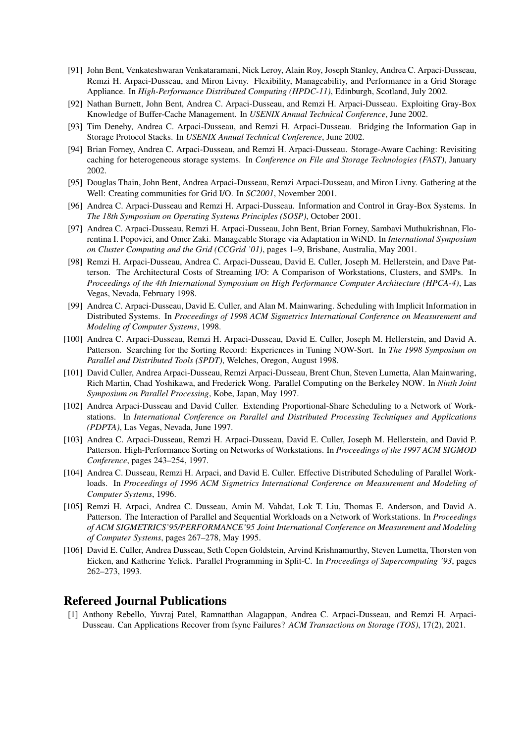[91] John Bent, Venkateshwaran Venkataramani, Nick Leroy, Alain Roy, Joseph Stanley, Andrea C. Arpaci-Dusseau, Remzi H. Arpaci-Dusseau, and Miron Livny. Flexibility, Manageability, and Performance in a Grid Storage Appliance. In *High-Performance Distributed Computing (HPDC-11)*, Edinburgh, Scotland, July 2002.

[92] Nathan Burnett, John Bent, Andrea C. Arpaci-Dusseau, and Remzi H. Arpaci-Dusseau. Exploiting Gray-Box Knowledge of Buffer-Cache Management. In *USENIX Annual Technical Conference*, June 2002.

[93] Tim Denehy, Andrea C. Arpaci-Dusseau, and Remzi H. Arpaci-Dusseau. Bridging the Information Gap in Storage Protocol Stacks. In *USENIX Annual Technical Conference*, June 2002.

[94] Brian Forney, Andrea C. Arpaci-Dusseau, and Remzi H. Arpaci-Dusseau. Storage-Aware Caching: Revisiting caching for heterogeneous storage systems. In *Conference on File and Storage Technologies (FAST)*, January 2002.

[95] Douglas Thain, John Bent, Andrea Arpaci-Dusseau, Remzi Arpaci-Dusseau, and Miron Livny. Gathering at the Well: Creating communities for Grid I/O. In *SC2001*, November 2001.

[96] Andrea C. Arpaci-Dusseau and Remzi H. Arpaci-Dusseau. Information and Control in Gray-Box Systems. In *The 18th Symposium on Operating Systems Principles (SOSP)*, October 2001.

[97] Andrea C. Arpaci-Dusseau, Remzi H. Arpaci-Dusseau, John Bent, Brian Forney, Sambavi Muthukrishnan, Florentina I. Popovici, and Omer Zaki. Manageable Storage via Adaptation in WiND. In *International Symposium on Cluster Computing and the Grid (CCGrid '01)*, pages 1–9, Brisbane, Australia, May 2001.

[98] Remzi H. Arpaci-Dusseau, Andrea C. Arpaci-Dusseau, David E. Culler, Joseph M. Hellerstein, and Dave Patterson. The Architectural Costs of Streaming I/O: A Comparison of Workstations, Clusters, and SMPs. In *Proceedings of the 4th International Symposium on High Performance Computer Architecture (HPCA-4)*, Las Vegas, Nevada, February 1998.

[99] Andrea C. Arpaci-Dusseau, David E. Culler, and Alan M. Mainwaring. Scheduling with Implicit Information in Distributed Systems. In *Proceedings of 1998 ACM Sigmetrics International Conference on Measurement and Modeling of Computer Systems*, 1998.

[100] Andrea C. Arpaci-Dusseau, Remzi H. Arpaci-Dusseau, David E. Culler, Joseph M. Hellerstein, and David A. Patterson. Searching for the Sorting Record: Experiences in Tuning NOW-Sort. In *The 1998 Symposium on Parallel and Distributed Tools (SPDT)*, Welches, Oregon, August 1998.

[101] David Culler, Andrea Arpaci-Dusseau, Remzi Arpaci-Dusseau, Brent Chun, Steven Lumetta, Alan Mainwaring, Rich Martin, Chad Yoshikawa, and Frederick Wong. Parallel Computing on the Berkeley NOW. In *Ninth Joint Symposium on Parallel Processing*, Kobe, Japan, May 1997.

[102] Andrea Arpaci-Dusseau and David Culler. Extending Proportional-Share Scheduling to a Network of Workstations. In *International Conference on Parallel and Distributed Processing Techniques and Applications (PDPTA)*, Las Vegas, Nevada, June 1997.

[103] Andrea C. Arpaci-Dusseau, Remzi H. Arpaci-Dusseau, David E. Culler, Joseph M. Hellerstein, and David P. Patterson. High-Performance Sorting on Networks of Workstations. In *Proceedings of the 1997 ACM SIGMOD Conference*, pages 243–254, 1997.

[104] Andrea C. Dusseau, Remzi H. Arpaci, and David E. Culler. Effective Distributed Scheduling of Parallel Workloads. In *Proceedings of 1996 ACM Sigmetrics International Conference on Measurement and Modeling of Computer Systems*, 1996.

[105] Remzi H. Arpaci, Andrea C. Dusseau, Amin M. Vahdat, Lok T. Liu, Thomas E. Anderson, and David A. Patterson. The Interaction of Parallel and Sequential Workloads on a Network of Workstations. In *Proceedings of ACM SIGMETRICS'95/PERFORMANCE'95 Joint International Conference on Measurement and Modeling of Computer Systems*, pages 267–278, May 1995.

[106] David E. Culler, Andrea Dusseau, Seth Copen Goldstein, Arvind Krishnamurthy, Steven Lumetta, Thorsten von Eicken, and Katherine Yelick. Parallel Programming in Split-C. In *Proceedings of Supercomputing '93*, pages 262–273, 1993.

## Refereed Journal Publications

[1] Anthony Rebello, Yuvraj Patel, Ramnatthan Alagappan, Andrea C. Arpaci-Dusseau, and Remzi H. Arpaci-Dusseau. Can Applications Recover from fsync Failures? *ACM Transactions on Storage (TOS)*, 17(2), 2021.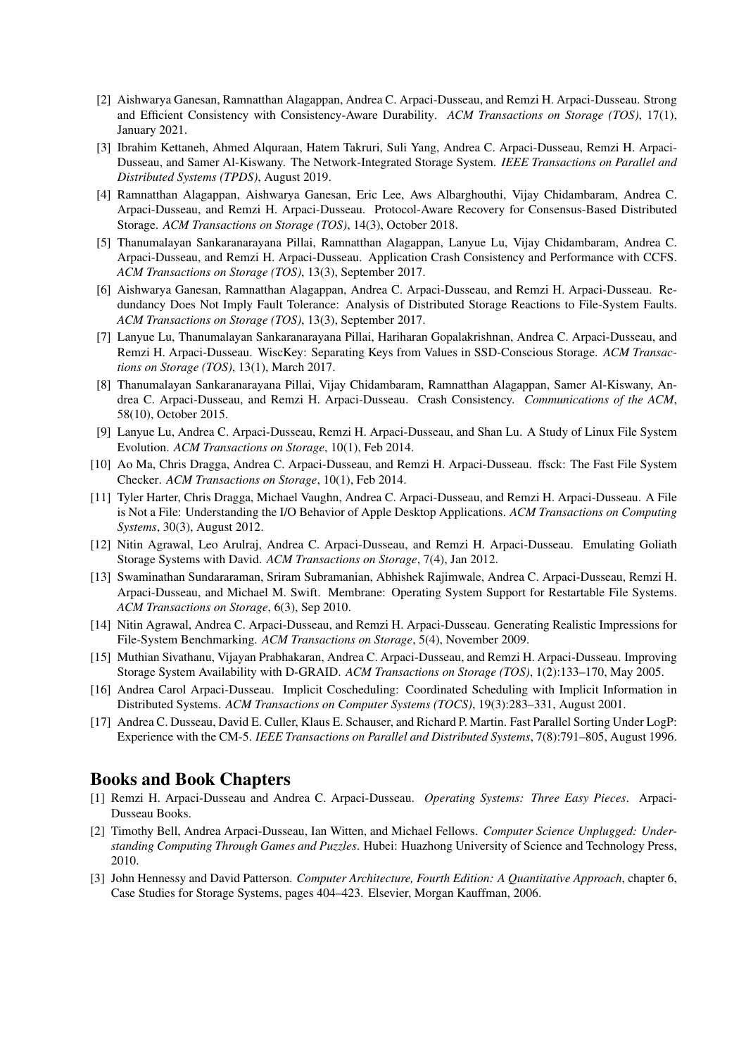[2] Aishwarya Ganesan, Ramnatthan Alagappan, Andrea C. Arpaci-Dusseau, and Remzi H. Arpaci-Dusseau. Strong and Efficient Consistency with Consistency-Aware Durability. *ACM Transactions on Storage (TOS)*, 17(1), January 2021.

[3] Ibrahim Kettaneh, Ahmed Alquraan, Hatem Takruri, Suli Yang, Andrea C. Arpaci-Dusseau, Remzi H. Arpaci-Dusseau, and Samer Al-Kiswany. The Network-Integrated Storage System. *IEEE Transactions on Parallel and Distributed Systems (TPDS)*, August 2019.

[4] Ramnatthan Alagappan, Aishwarya Ganesan, Eric Lee, Aws Albarghouthi, Vijay Chidambaram, Andrea C. Arpaci-Dusseau, and Remzi H. Arpaci-Dusseau. Protocol-Aware Recovery for Consensus-Based Distributed Storage. *ACM Transactions on Storage (TOS)*, 14(3), October 2018.

[5] Thanumalayan Sankaranarayana Pillai, Ramnatthan Alagappan, Lanyue Lu, Vijay Chidambaram, Andrea C. Arpaci-Dusseau, and Remzi H. Arpaci-Dusseau. Application Crash Consistency and Performance with CCFS. *ACM Transactions on Storage (TOS)*, 13(3), September 2017.

[6] Aishwarya Ganesan, Ramnatthan Alagappan, Andrea C. Arpaci-Dusseau, and Remzi H. Arpaci-Dusseau. Redundancy Does Not Imply Fault Tolerance: Analysis of Distributed Storage Reactions to File-System Faults. *ACM Transactions on Storage (TOS)*, 13(3), September 2017.

[7] Lanyue Lu, Thanumalayan Sankaranarayana Pillai, Hariharan Gopalakrishnan, Andrea C. Arpaci-Dusseau, and Remzi H. Arpaci-Dusseau. WiscKey: Separating Keys from Values in SSD-Conscious Storage. *ACM Transactions on Storage (TOS)*, 13(1), March 2017.

[8] Thanumalayan Sankaranarayana Pillai, Vijay Chidambaram, Ramnatthan Alagappan, Samer Al-Kiswany, Andrea C. Arpaci-Dusseau, and Remzi H. Arpaci-Dusseau. Crash Consistency. *Communications of the ACM*, 58(10), October 2015.

[9] Lanyue Lu, Andrea C. Arpaci-Dusseau, Remzi H. Arpaci-Dusseau, and Shan Lu. A Study of Linux File System Evolution. *ACM Transactions on Storage*, 10(1), Feb 2014.

[10] Ao Ma, Chris Dragga, Andrea C. Arpaci-Dusseau, and Remzi H. Arpaci-Dusseau. ffsck: The Fast File System Checker. *ACM Transactions on Storage*, 10(1), Feb 2014.

[11] Tyler Harter, Chris Dragga, Michael Vaughn, Andrea C. Arpaci-Dusseau, and Remzi H. Arpaci-Dusseau. A File is Not a File: Understanding the I/O Behavior of Apple Desktop Applications. *ACM Transactions on Computing Systems*, 30(3), August 2012.

[12] Nitin Agrawal, Leo Arulraj, Andrea C. Arpaci-Dusseau, and Remzi H. Arpaci-Dusseau. Emulating Goliath Storage Systems with David. *ACM Transactions on Storage*, 7(4), Jan 2012.

[13] Swaminathan Sundararaman, Sriram Subramanian, Abhishek Rajimwale, Andrea C. Arpaci-Dusseau, Remzi H. Arpaci-Dusseau, and Michael M. Swift. Membrane: Operating System Support for Restartable File Systems. *ACM Transactions on Storage*, 6(3), Sep 2010.

[14] Nitin Agrawal, Andrea C. Arpaci-Dusseau, and Remzi H. Arpaci-Dusseau. Generating Realistic Impressions for File-System Benchmarking. *ACM Transactions on Storage*, 5(4), November 2009.

[15] Muthian Sivathanu, Vijayan Prabhakaran, Andrea C. Arpaci-Dusseau, and Remzi H. Arpaci-Dusseau. Improving Storage System Availability with D-GRAID. *ACM Transactions on Storage (TOS)*, 1(2):133–170, May 2005.

[16] Andrea Carol Arpaci-Dusseau. Implicit Coscheduling: Coordinated Scheduling with Implicit Information in Distributed Systems. *ACM Transactions on Computer Systems (TOCS)*, 19(3):283–331, August 2001.

[17] Andrea C. Dusseau, David E. Culler, Klaus E. Schauser, and Richard P. Martin. Fast Parallel Sorting Under LogP: Experience with the CM-5. *IEEE Transactions on Parallel and Distributed Systems*, 7(8):791–805, August 1996.

## Books and Book Chapters

[1] Remzi H. Arpaci-Dusseau and Andrea C. Arpaci-Dusseau. *Operating Systems: Three Easy Pieces*. Arpaci-Dusseau Books.

[2] Timothy Bell, Andrea Arpaci-Dusseau, Ian Witten, and Michael Fellows. *Computer Science Unplugged: Understanding Computing Through Games and Puzzles*. Hubei: Huazhong University of Science and Technology Press, 2010.

[3] John Hennessy and David Patterson. *Computer Architecture, Fourth Edition: A Quantitative Approach*, chapter 6, Case Studies for Storage Systems, pages 404–423. Elsevier, Morgan Kauffman, 2006.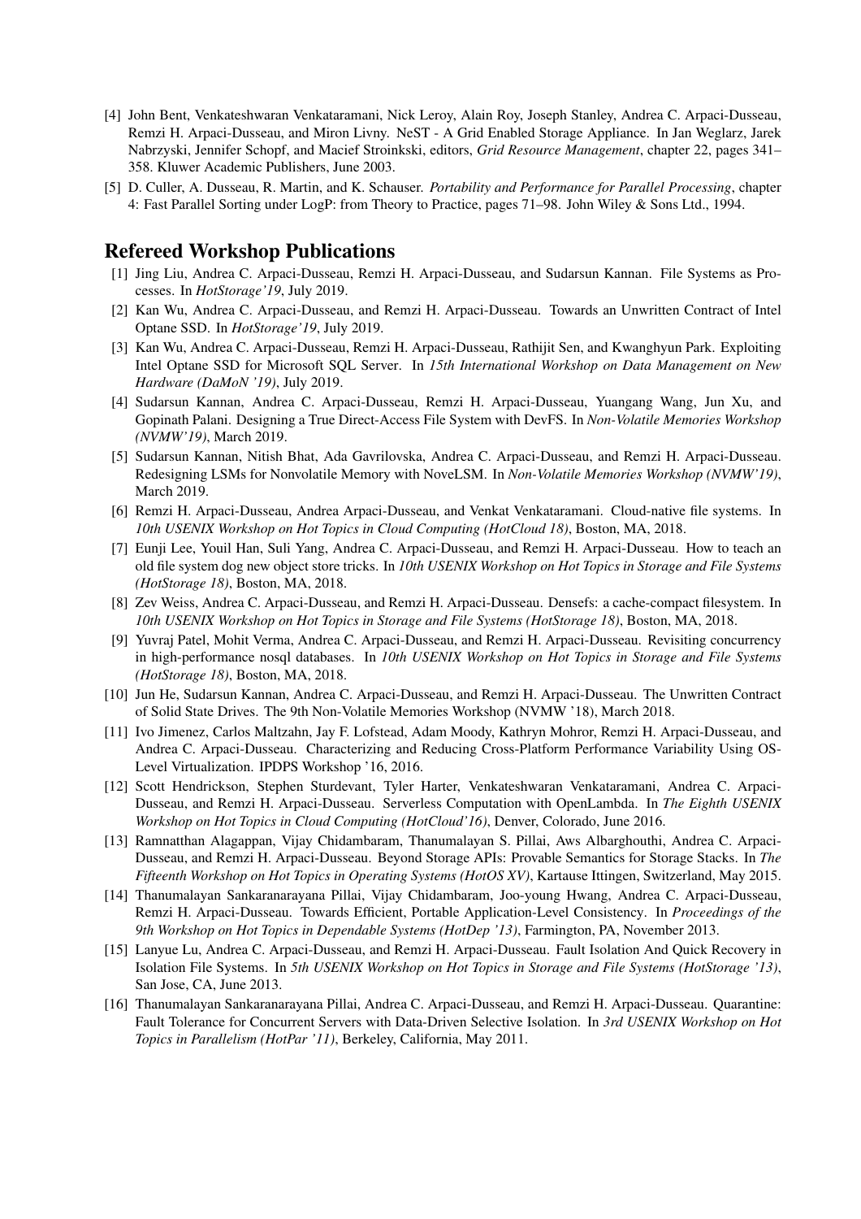[4] John Bent, Venkateshwaran Venkataramani, Nick Leroy, Alain Roy, Joseph Stanley, Andrea C. Arpaci-Dusseau, Remzi H. Arpaci-Dusseau, and Miron Livny. NeST - A Grid Enabled Storage Appliance. In Jan Weglarz, Jarek Nabrzyski, Jennifer Schopf, and Macief Stroinkski, editors, *Grid Resource Management*, chapter 22, pages 341–358. Kluwer Academic Publishers, June 2003.

[5] D. Culler, A. Dusseau, R. Martin, and K. Schauser. *Portability and Performance for Parallel Processing*, chapter 4: Fast Parallel Sorting under LogP: from Theory to Practice, pages 71–98. John Wiley & Sons Ltd., 1994.

## Refereed Workshop Publications

[1] Jing Liu, Andrea C. Arpaci-Dusseau, Remzi H. Arpaci-Dusseau, and Sudarsun Kannan. File Systems as Processes. In *HotStorage'19*, July 2019.

[2] Kan Wu, Andrea C. Arpaci-Dusseau, and Remzi H. Arpaci-Dusseau. Towards an Unwritten Contract of Intel Optane SSD. In *HotStorage'19*, July 2019.

[3] Kan Wu, Andrea C. Arpaci-Dusseau, Remzi H. Arpaci-Dusseau, Rathijit Sen, and Kwanghyun Park. Exploiting Intel Optane SSD for Microsoft SQL Server. In *15th International Workshop on Data Management on New Hardware (DaMoN '19)*, July 2019.

[4] Sudarsun Kannan, Andrea C. Arpaci-Dusseau, Remzi H. Arpaci-Dusseau, Yuangang Wang, Jun Xu, and Gopinath Palani. Designing a True Direct-Access File System with DevFS. In *Non-Volatile Memories Workshop (NVMW'19)*, March 2019.

[5] Sudarsun Kannan, Nitish Bhat, Ada Gavrilovska, Andrea C. Arpaci-Dusseau, and Remzi H. Arpaci-Dusseau. Redesigning LSMs for Nonvolatile Memory with NoveLSM. In *Non-Volatile Memories Workshop (NVMW'19)*, March 2019.

[6] Remzi H. Arpaci-Dusseau, Andrea Arpaci-Dusseau, and Venkat Venkataramani. Cloud-native file systems. In *10th USENIX Workshop on Hot Topics in Cloud Computing (HotCloud 18)*, Boston, MA, 2018.

[7] Eunji Lee, Youil Han, Suli Yang, Andrea C. Arpaci-Dusseau, and Remzi H. Arpaci-Dusseau. How to teach an old file system dog new object store tricks. In *10th USENIX Workshop on Hot Topics in Storage and File Systems (HotStorage 18)*, Boston, MA, 2018.

[8] Zev Weiss, Andrea C. Arpaci-Dusseau, and Remzi H. Arpaci-Dusseau. Densefs: a cache-compact filesystem. In *10th USENIX Workshop on Hot Topics in Storage and File Systems (HotStorage 18)*, Boston, MA, 2018.

[9] Yuvraj Patel, Mohit Verma, Andrea C. Arpaci-Dusseau, and Remzi H. Arpaci-Dusseau. Revisiting concurrency in high-performance nosql databases. In *10th USENIX Workshop on Hot Topics in Storage and File Systems (HotStorage 18)*, Boston, MA, 2018.

[10] Jun He, Sudarsun Kannan, Andrea C. Arpaci-Dusseau, and Remzi H. Arpaci-Dusseau. The Unwritten Contract of Solid State Drives. The 9th Non-Volatile Memories Workshop (NVMW '18), March 2018.

[11] Ivo Jimenez, Carlos Maltzahn, Jay F. Lofstead, Adam Moody, Kathryn Mohror, Remzi H. Arpaci-Dusseau, and Andrea C. Arpaci-Dusseau. Characterizing and Reducing Cross-Platform Performance Variability Using OS-Level Virtualization. IPDPS Workshop '16, 2016.

[12] Scott Hendrickson, Stephen Sturdevant, Tyler Harter, Venkateshwaran Venkataramani, Andrea C. Arpaci-Dusseau, and Remzi H. Arpaci-Dusseau. Serverless Computation with OpenLambda. In *The Eighth USENIX Workshop on Hot Topics in Cloud Computing (HotCloud'16)*, Denver, Colorado, June 2016.

[13] Ramnatthan Alagappan, Vijay Chidambaram, Thanumalayan S. Pillai, Aws Albarghouthi, Andrea C. Arpaci-Dusseau, and Remzi H. Arpaci-Dusseau. Beyond Storage APIs: Provable Semantics for Storage Stacks. In *The Fifteenth Workshop on Hot Topics in Operating Systems (HotOS XV)*, Kartause Ittingen, Switzerland, May 2015.

[14] Thanumalayan Sankaranarayana Pillai, Vijay Chidambaram, Joo-young Hwang, Andrea C. Arpaci-Dusseau, Remzi H. Arpaci-Dusseau. Towards Efficient, Portable Application-Level Consistency. In *Proceedings of the 9th Workshop on Hot Topics in Dependable Systems (HotDep '13)*, Farmington, PA, November 2013.

[15] Lanyue Lu, Andrea C. Arpaci-Dusseau, and Remzi H. Arpaci-Dusseau. Fault Isolation And Quick Recovery in Isolation File Systems. In *5th USENIX Workshop on Hot Topics in Storage and File Systems (HotStorage '13)*, San Jose, CA, June 2013.

[16] Thanumalayan Sankaranarayana Pillai, Andrea C. Arpaci-Dusseau, and Remzi H. Arpaci-Dusseau. Quarantine: Fault Tolerance for Concurrent Servers with Data-Driven Selective Isolation. In *3rd USENIX Workshop on Hot Topics in Parallelism (HotPar '11)*, Berkeley, California, May 2011.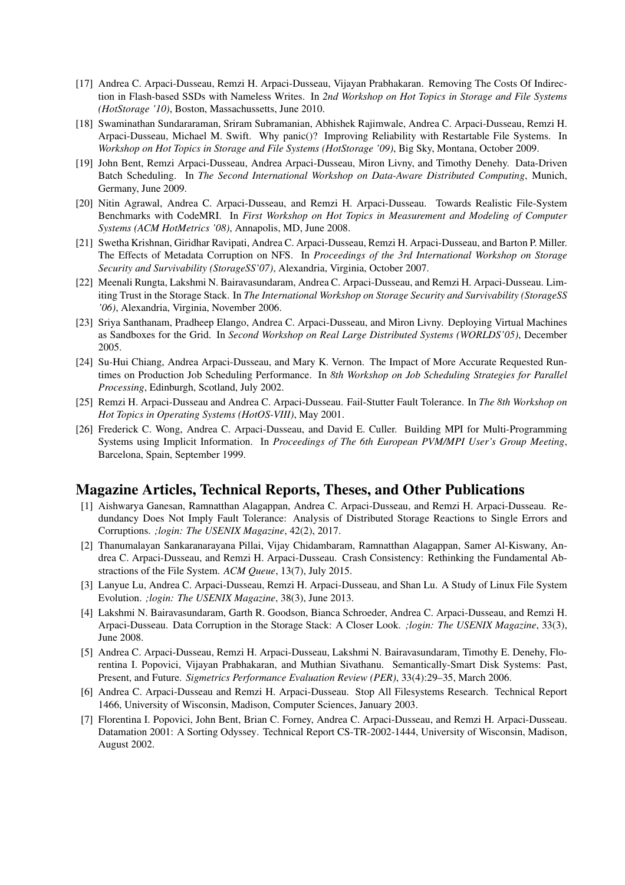[17] Andrea C. Arpaci-Dusseau, Remzi H. Arpaci-Dusseau, Vijayan Prabhakaran. Removing The Costs Of Indirection in Flash-based SSDs with Nameless Writes. In *2nd Workshop on Hot Topics in Storage and File Systems (HotStorage '10)*, Boston, Massachussetts, June 2010.

[18] Swaminathan Sundararaman, Sriram Subramanian, Abhishek Rajimwale, Andrea C. Arpaci-Dusseau, Remzi H. Arpaci-Dusseau, Michael M. Swift. Why panic()? Improving Reliability with Restartable File Systems. In *Workshop on Hot Topics in Storage and File Systems (HotStorage '09)*, Big Sky, Montana, October 2009.

[19] John Bent, Remzi Arpaci-Dusseau, Andrea Arpaci-Dusseau, Miron Livny, and Timothy Denehy. Data-Driven Batch Scheduling. In *The Second International Workshop on Data-Aware Distributed Computing*, Munich, Germany, June 2009.

[20] Nitin Agrawal, Andrea C. Arpaci-Dusseau, and Remzi H. Arpaci-Dusseau. Towards Realistic File-System Benchmarks with CodeMRI. In *First Workshop on Hot Topics in Measurement and Modeling of Computer Systems (ACM HotMetrics '08)*, Annapolis, MD, June 2008.

[21] Swetha Krishnan, Giridhar Ravipati, Andrea C. Arpaci-Dusseau, Remzi H. Arpaci-Dusseau, and Barton P. Miller. The Effects of Metadata Corruption on NFS. In *Proceedings of the 3rd International Workshop on Storage Security and Survivability (StorageSS'07)*, Alexandria, Virginia, October 2007.

[22] Meenali Rungta, Lakshmi N. Bairavasundaram, Andrea C. Arpaci-Dusseau, and Remzi H. Arpaci-Dusseau. Limiting Trust in the Storage Stack. In *The International Workshop on Storage Security and Survivability (StorageSS '06)*, Alexandria, Virginia, November 2006.

[23] Sriya Santhanam, Pradheep Elango, Andrea C. Arpaci-Dusseau, and Miron Livny. Deploying Virtual Machines as Sandboxes for the Grid. In *Second Workshop on Real Large Distributed Systems (WORLDS'05)*, December 2005.

[24] Su-Hui Chiang, Andrea Arpaci-Dusseau, and Mary K. Vernon. The Impact of More Accurate Requested Runtimes on Production Job Scheduling Performance. In *8th Workshop on Job Scheduling Strategies for Parallel Processing*, Edinburgh, Scotland, July 2002.

[25] Remzi H. Arpaci-Dusseau and Andrea C. Arpaci-Dusseau. Fail-Stutter Fault Tolerance. In *The 8th Workshop on Hot Topics in Operating Systems (HotOS-VIII)*, May 2001.

[26] Frederick C. Wong, Andrea C. Arpaci-Dusseau, and David E. Culler. Building MPI for Multi-Programming Systems using Implicit Information. In *Proceedings of The 6th European PVM/MPI User's Group Meeting*, Barcelona, Spain, September 1999.

## Magazine Articles, Technical Reports, Theses, and Other Publications

[1] Aishwarya Ganesan, Ramnatthan Alagappan, Andrea C. Arpaci-Dusseau, and Remzi H. Arpaci-Dusseau. Redundancy Does Not Imply Fault Tolerance: Analysis of Distributed Storage Reactions to Single Errors and Corruptions. *;login: The USENIX Magazine*, 42(2), 2017.

[2] Thanumalayan Sankaranarayana Pillai, Vijay Chidambaram, Ramnatthan Alagappan, Samer Al-Kiswany, Andrea C. Arpaci-Dusseau, and Remzi H. Arpaci-Dusseau. Crash Consistency: Rethinking the Fundamental Abstractions of the File System. *ACM Queue*, 13(7), July 2015.

[3] Lanyue Lu, Andrea C. Arpaci-Dusseau, Remzi H. Arpaci-Dusseau, and Shan Lu. A Study of Linux File System Evolution. *;login: The USENIX Magazine*, 38(3), June 2013.

[4] Lakshmi N. Bairavasundaram, Garth R. Goodson, Bianca Schroeder, Andrea C. Arpaci-Dusseau, and Remzi H. Arpaci-Dusseau. Data Corruption in the Storage Stack: A Closer Look. *;login: The USENIX Magazine*, 33(3), June 2008.

[5] Andrea C. Arpaci-Dusseau, Remzi H. Arpaci-Dusseau, Lakshmi N. Bairavasundaram, Timothy E. Denehy, Florentina I. Popovici, Vijayan Prabhakaran, and Muthian Sivathanu. Semantically-Smart Disk Systems: Past, Present, and Future. *Sigmetrics Performance Evaluation Review (PER)*, 33(4):29–35, March 2006.

[6] Andrea C. Arpaci-Dusseau and Remzi H. Arpaci-Dusseau. Stop All Filesystems Research. Technical Report 1466, University of Wisconsin, Madison, Computer Sciences, January 2003.

[7] Florentina I. Popovici, John Bent, Brian C. Forney, Andrea C. Arpaci-Dusseau, and Remzi H. Arpaci-Dusseau. Datamation 2001: A Sorting Odyssey. Technical Report CS-TR-2002-1444, University of Wisconsin, Madison, August 2002.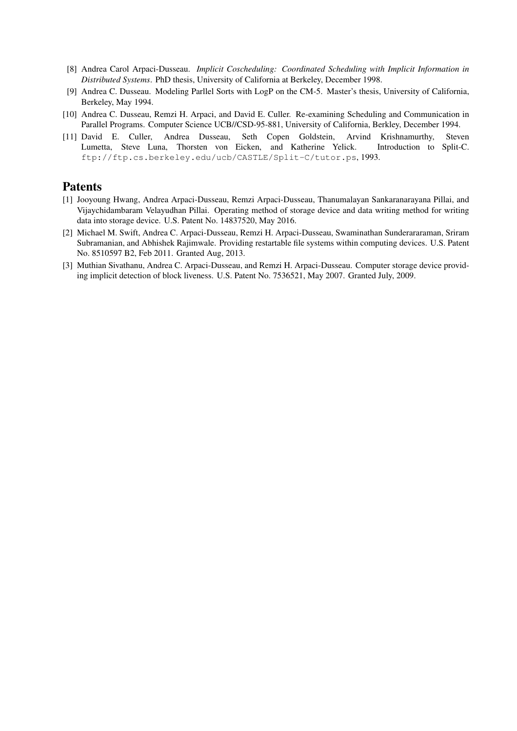[8] Andrea Carol Arpaci-Dusseau. *Implicit Coscheduling: Coordinated Scheduling with Implicit Information in Distributed Systems*. PhD thesis, University of California at Berkeley, December 1998.

[9] Andrea C. Dusseau. Modeling Parllel Sorts with LogP on the CM-5. Master's thesis, University of California, Berkeley, May 1994.

[10] Andrea C. Dusseau, Remzi H. Arpaci, and David E. Culler. Re-examining Scheduling and Communication in Parallel Programs. Computer Science UCB//CSD-95-881, University of California, Berkley, December 1994.

[11] David E. Culler, Andrea Dusseau, Seth Copen Goldstein, Arvind Krishnamurthy, Steven Lumetta, Steve Luna, Thorsten von Eicken, and Katherine Yelick. Introduction to Split-C. `ftp://ftp.cs.berkeley.edu/ucb/CASTLE/Split-C/tutor.ps`, 1993.

## Patents

[1] Jooyoung Hwang, Andrea Arpaci-Dusseau, Remzi Arpaci-Dusseau, Thanumalayan Sankaranarayana Pillai, and Vijaychidambaram Velayudhan Pillai. Operating method of storage device and data writing method for writing data into storage device. U.S. Patent No. 14837520, May 2016.

[2] Michael M. Swift, Andrea C. Arpaci-Dusseau, Remzi H. Arpaci-Dusseau, Swaminathan Sundererararaman, Sriram Subramanian, and Abhishek Rajimwale. Providing restartable file systems within computing devices. U.S. Patent No. 8510597 B2, Feb 2011. Granted Aug, 2013.

[3] Muthian Sivathanu, Andrea C. Arpaci-Dusseau, and Remzi H. Arpaci-Dusseau. Computer storage device providing implicit detection of block liveness. U.S. Patent No. 7536521, May 2007. Granted July, 2009.